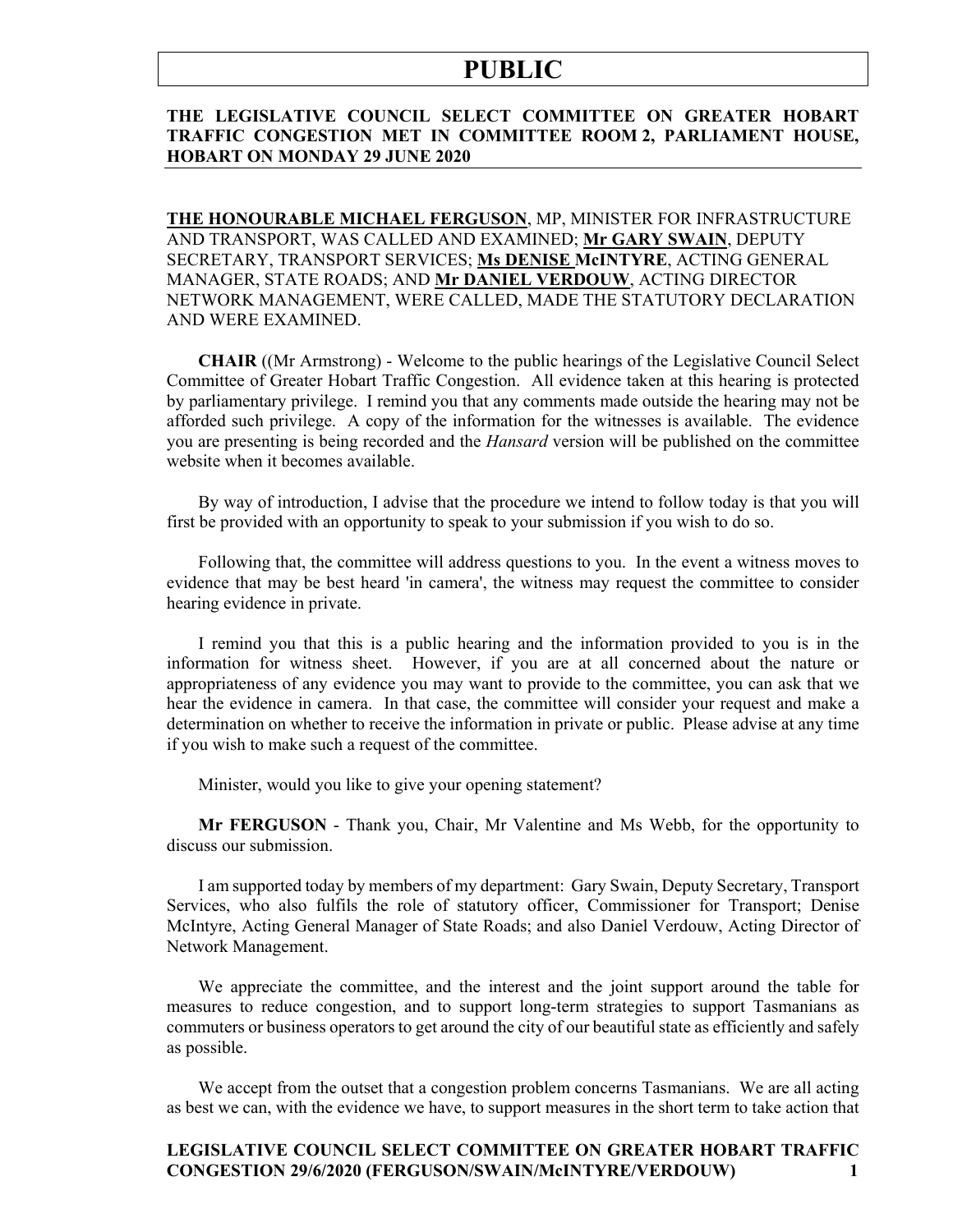# PUBLIC

**THE LEGISLATIVE COUNCIL SELECT COMMITTEE ON GREATER HOBART TRAFFIC CONGESTION MET IN COMMITTEE ROOM 2, PARLIAMENT HOUSE, HOBART ON MONDAY 29 JUNE 2020**

**THE HONOURABLE MICHAEL FERGUSON**, MP, MINISTER FOR INFRASTRUCTURE AND TRANSPORT, WAS CALLED AND EXAMINED; **Mr GARY SWAIN**, DEPUTY SECRETARY, TRANSPORT SERVICES; **Ms DENISE McINTYRE**, ACTING GENERAL MANAGER, STATE ROADS; AND **Mr DANIEL VERDOUW**, ACTING DIRECTOR NETWORK MANAGEMENT, WERE CALLED, MADE THE STATUTORY DECLARATION AND WERE EXAMINED.

**CHAIR** ((Mr Armstrong) - Welcome to the public hearings of the Legislative Council Select Committee of Greater Hobart Traffic Congestion. All evidence taken at this hearing is protected by parliamentary privilege. I remind you that any comments made outside the hearing may not be afforded such privilege. A copy of the information for the witnesses is available. The evidence you are presenting is being recorded and the *Hansard* version will be published on the committee website when it becomes available.

By way of introduction, I advise that the procedure we intend to follow today is that you will first be provided with an opportunity to speak to your submission if you wish to do so.

Following that, the committee will address questions to you. In the event a witness moves to evidence that may be best heard 'in camera', the witness may request the committee to consider hearing evidence in private.

I remind you that this is a public hearing and the information provided to you is in the information for witness sheet. However, if you are at all concerned about the nature or appropriateness of any evidence you may want to provide to the committee, you can ask that we hear the evidence in camera. In that case, the committee will consider your request and make a determination on whether to receive the information in private or public. Please advise at any time if you wish to make such a request of the committee.

Minister, would you like to give your opening statement?

**Mr FERGUSON** - Thank you, Chair, Mr Valentine and Ms Webb, for the opportunity to discuss our submission.

I am supported today by members of my department: Gary Swain, Deputy Secretary, Transport Services, who also fulfils the role of statutory officer, Commissioner for Transport; Denise McIntyre, Acting General Manager of State Roads; and also Daniel Verdouw, Acting Director of Network Management.

We appreciate the committee, and the interest and the joint support around the table for measures to reduce congestion, and to support long-term strategies to support Tasmanians as commuters or business operators to get around the city of our beautiful state as efficiently and safely as possible.

We accept from the outset that a congestion problem concerns Tasmanians. We are all acting as best we can, with the evidence we have, to support measures in the short term to take action that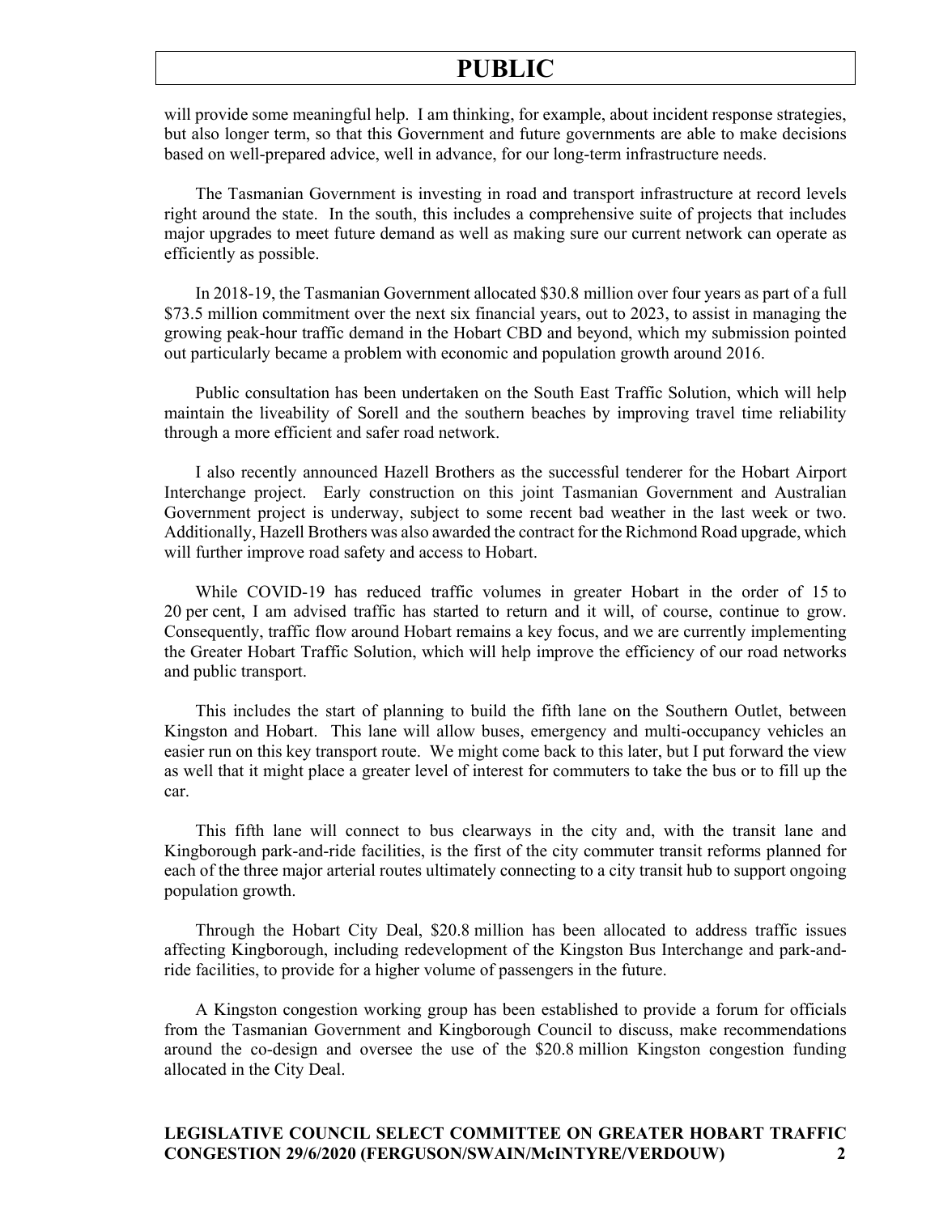will provide some meaningful help. I am thinking, for example, about incident response strategies, but also longer term, so that this Government and future governments are able to make decisions based on well-prepared advice, well in advance, for our long-term infrastructure needs.

The Tasmanian Government is investing in road and transport infrastructure at record levels right around the state. In the south, this includes a comprehensive suite of projects that includes major upgrades to meet future demand as well as making sure our current network can operate as efficiently as possible.

In 2018-19, the Tasmanian Government allocated $30.8 million over four years as part of a full $73.5 million commitment over the next six financial years, out to 2023, to assist in managing the growing peak-hour traffic demand in the Hobart CBD and beyond, which my submission pointed out particularly became a problem with economic and population growth around 2016.

Public consultation has been undertaken on the South East Traffic Solution, which will help maintain the liveability of Sorell and the southern beaches by improving travel time reliability through a more efficient and safer road network.

I also recently announced Hazell Brothers as the successful tenderer for the Hobart Airport Interchange project. Early construction on this joint Tasmanian Government and Australian Government project is underway, subject to some recent bad weather in the last week or two. Additionally, Hazell Brothers was also awarded the contract for the Richmond Road upgrade, which will further improve road safety and access to Hobart.

While COVID-19 has reduced traffic volumes in greater Hobart in the order of 15 to 20 per cent, I am advised traffic has started to return and it will, of course, continue to grow. Consequently, traffic flow around Hobart remains a key focus, and we are currently implementing the Greater Hobart Traffic Solution, which will help improve the efficiency of our road networks and public transport.

This includes the start of planning to build the fifth lane on the Southern Outlet, between Kingston and Hobart. This lane will allow buses, emergency and multi-occupancy vehicles an easier run on this key transport route. We might come back to this later, but I put forward the view as well that it might place a greater level of interest for commuters to take the bus or to fill up the car.

This fifth lane will connect to bus clearways in the city and, with the transit lane and Kingborough park-and-ride facilities, is the first of the city commuter transit reforms planned for each of the three major arterial routes ultimately connecting to a city transit hub to support ongoing population growth.

Through the Hobart City Deal, $20.8 million has been allocated to address traffic issues affecting Kingborough, including redevelopment of the Kingston Bus Interchange and park-and-ride facilities, to provide for a higher volume of passengers in the future.

A Kingston congestion working group has been established to provide a forum for officials from the Tasmanian Government and Kingborough Council to discuss, make recommendations around the co-design and oversee the use of the $20.8 million Kingston congestion funding allocated in the City Deal.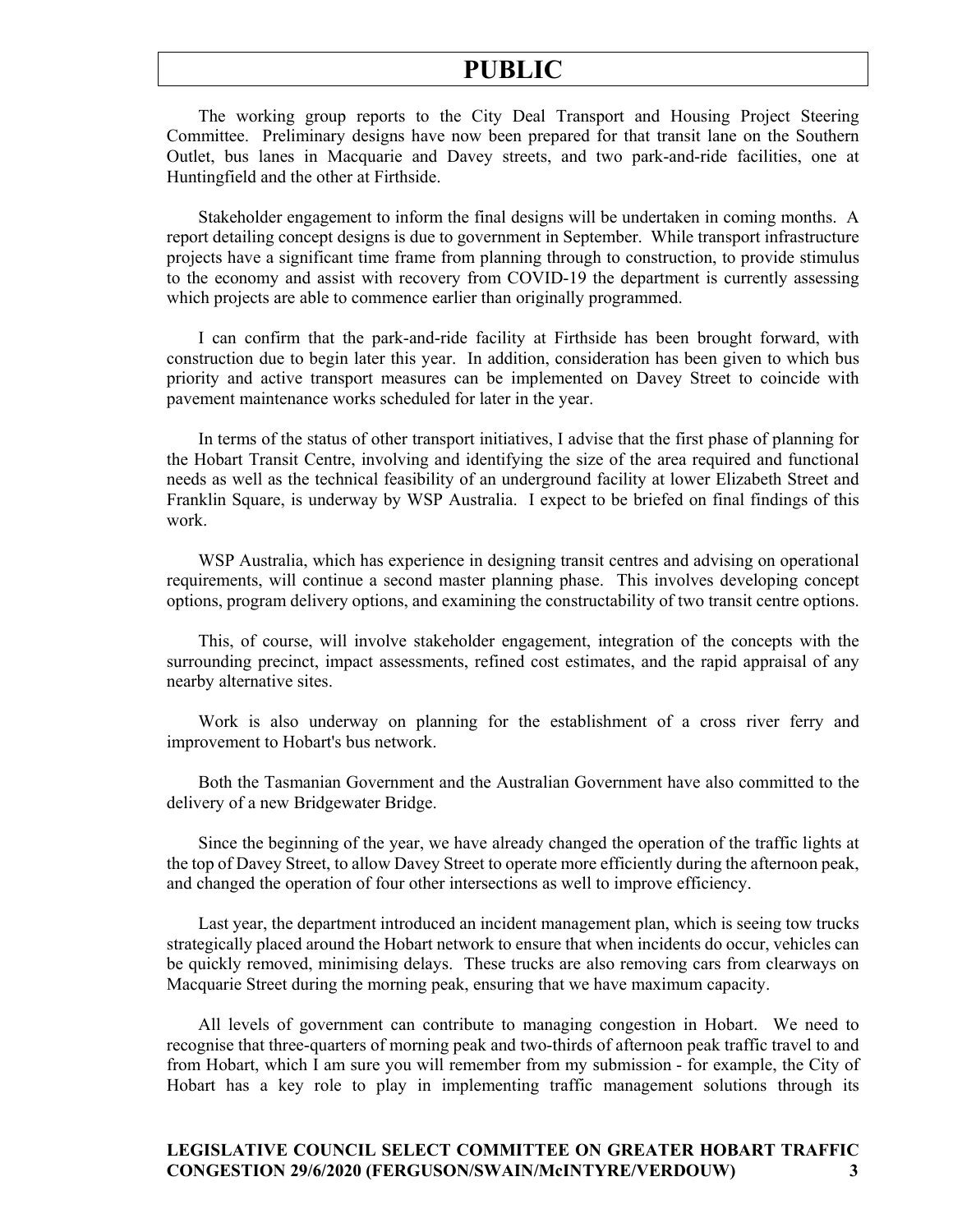The working group reports to the City Deal Transport and Housing Project Steering Committee. Preliminary designs have now been prepared for that transit lane on the Southern Outlet, bus lanes in Macquarie and Davey streets, and two park-and-ride facilities, one at Huntingfield and the other at Firthside.

Stakeholder engagement to inform the final designs will be undertaken in coming months. A report detailing concept designs is due to government in September. While transport infrastructure projects have a significant time frame from planning through to construction, to provide stimulus to the economy and assist with recovery from COVID-19 the department is currently assessing which projects are able to commence earlier than originally programmed.

I can confirm that the park-and-ride facility at Firthside has been brought forward, with construction due to begin later this year. In addition, consideration has been given to which bus priority and active transport measures can be implemented on Davey Street to coincide with pavement maintenance works scheduled for later in the year.

In terms of the status of other transport initiatives, I advise that the first phase of planning for the Hobart Transit Centre, involving and identifying the size of the area required and functional needs as well as the technical feasibility of an underground facility at lower Elizabeth Street and Franklin Square, is underway by WSP Australia. I expect to be briefed on final findings of this work.

WSP Australia, which has experience in designing transit centres and advising on operational requirements, will continue a second master planning phase. This involves developing concept options, program delivery options, and examining the constructability of two transit centre options.

This, of course, will involve stakeholder engagement, integration of the concepts with the surrounding precinct, impact assessments, refined cost estimates, and the rapid appraisal of any nearby alternative sites.

Work is also underway on planning for the establishment of a cross river ferry and improvement to Hobart's bus network.

Both the Tasmanian Government and the Australian Government have also committed to the delivery of a new Bridgewater Bridge.

Since the beginning of the year, we have already changed the operation of the traffic lights at the top of Davey Street, to allow Davey Street to operate more efficiently during the afternoon peak, and changed the operation of four other intersections as well to improve efficiency.

Last year, the department introduced an incident management plan, which is seeing tow trucks strategically placed around the Hobart network to ensure that when incidents do occur, vehicles can be quickly removed, minimising delays. These trucks are also removing cars from clearways on Macquarie Street during the morning peak, ensuring that we have maximum capacity.

All levels of government can contribute to managing congestion in Hobart. We need to recognise that three-quarters of morning peak and two-thirds of afternoon peak traffic travel to and from Hobart, which I am sure you will remember from my submission - for example, the City of Hobart has a key role to play in implementing traffic management solutions through its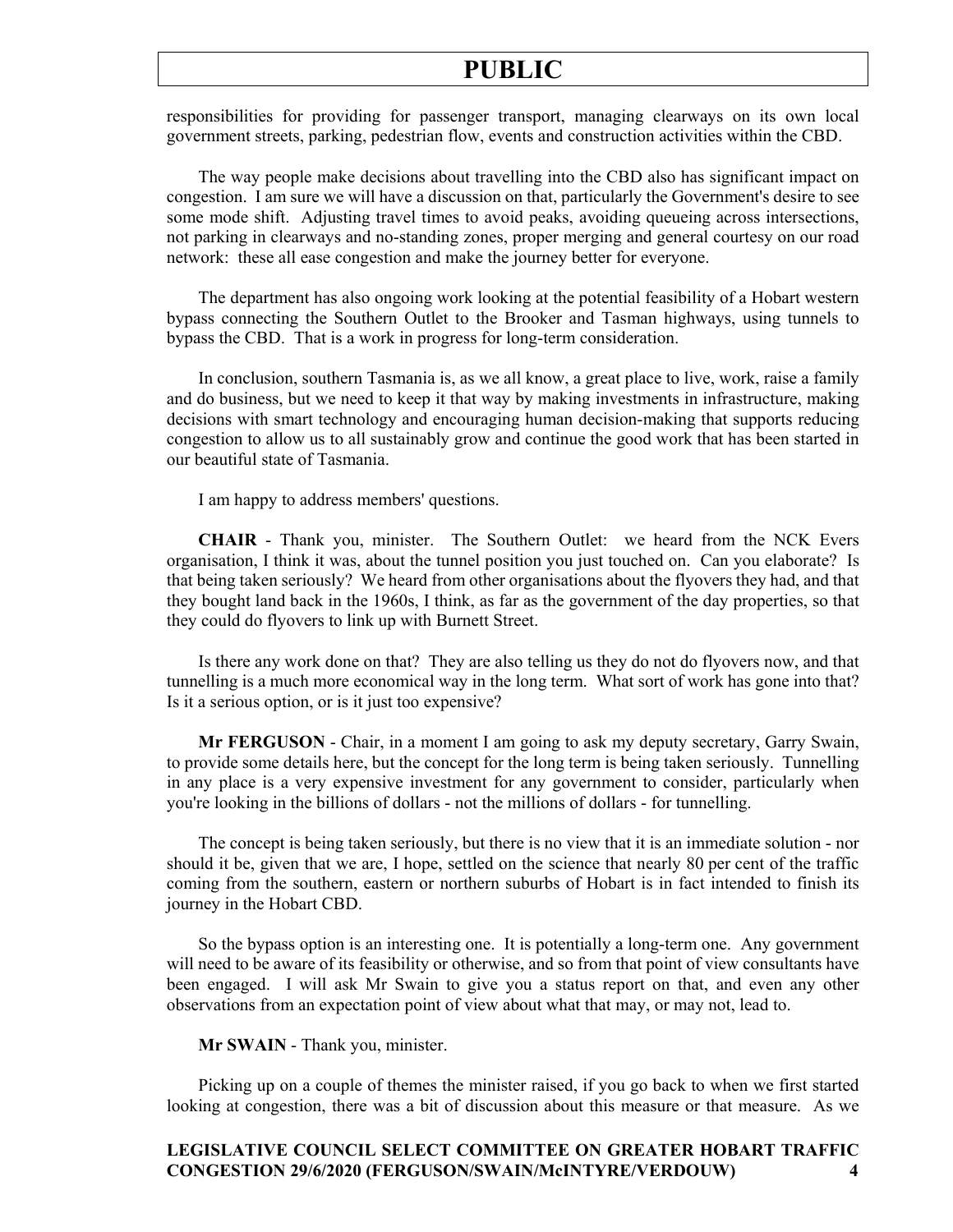responsibilities for providing for passenger transport, managing clearways on its own local government streets, parking, pedestrian flow, events and construction activities within the CBD.

The way people make decisions about travelling into the CBD also has significant impact on congestion. I am sure we will have a discussion on that, particularly the Government's desire to see some mode shift. Adjusting travel times to avoid peaks, avoiding queueing across intersections, not parking in clearways and no-standing zones, proper merging and general courtesy on our road network: these all ease congestion and make the journey better for everyone.

The department has also ongoing work looking at the potential feasibility of a Hobart western bypass connecting the Southern Outlet to the Brooker and Tasman highways, using tunnels to bypass the CBD. That is a work in progress for long-term consideration.

In conclusion, southern Tasmania is, as we all know, a great place to live, work, raise a family and do business, but we need to keep it that way by making investments in infrastructure, making decisions with smart technology and encouraging human decision-making that supports reducing congestion to allow us to all sustainably grow and continue the good work that has been started in our beautiful state of Tasmania.

I am happy to address members' questions.

**CHAIR** - Thank you, minister. The Southern Outlet: we heard from the NCK Evers organisation, I think it was, about the tunnel position you just touched on. Can you elaborate? Is that being taken seriously? We heard from other organisations about the flyovers they had, and that they bought land back in the 1960s, I think, as far as the government of the day properties, so that they could do flyovers to link up with Burnett Street.

Is there any work done on that? They are also telling us they do not do flyovers now, and that tunnelling is a much more economical way in the long term. What sort of work has gone into that? Is it a serious option, or is it just too expensive?

**Mr FERGUSON** - Chair, in a moment I am going to ask my deputy secretary, Garry Swain, to provide some details here, but the concept for the long term is being taken seriously. Tunnelling in any place is a very expensive investment for any government to consider, particularly when you're looking in the billions of dollars - not the millions of dollars - for tunnelling.

The concept is being taken seriously, but there is no view that it is an immediate solution - nor should it be, given that we are, I hope, settled on the science that nearly 80 per cent of the traffic coming from the southern, eastern or northern suburbs of Hobart is in fact intended to finish its journey in the Hobart CBD.

So the bypass option is an interesting one. It is potentially a long-term one. Any government will need to be aware of its feasibility or otherwise, and so from that point of view consultants have been engaged. I will ask Mr Swain to give you a status report on that, and even any other observations from an expectation point of view about what that may, or may not, lead to.

**Mr SWAIN** - Thank you, minister.

Picking up on a couple of themes the minister raised, if you go back to when we first started looking at congestion, there was a bit of discussion about this measure or that measure. As we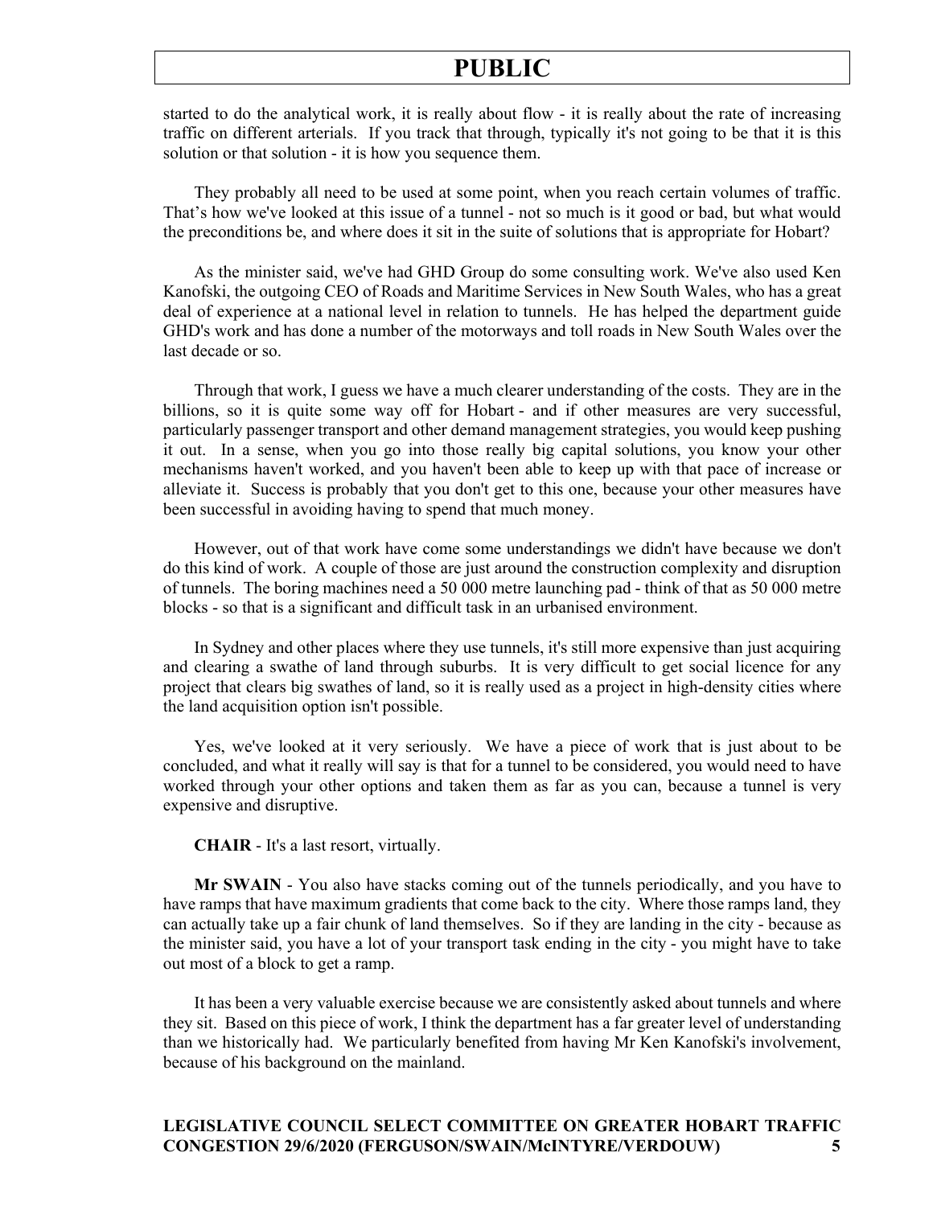started to do the analytical work, it is really about flow - it is really about the rate of increasing traffic on different arterials. If you track that through, typically it's not going to be that it is this solution or that solution - it is how you sequence them.

They probably all need to be used at some point, when you reach certain volumes of traffic. That's how we've looked at this issue of a tunnel - not so much is it good or bad, but what would the preconditions be, and where does it sit in the suite of solutions that is appropriate for Hobart?

As the minister said, we've had GHD Group do some consulting work. We've also used Ken Kanofski, the outgoing CEO of Roads and Maritime Services in New South Wales, who has a great deal of experience at a national level in relation to tunnels. He has helped the department guide GHD's work and has done a number of the motorways and toll roads in New South Wales over the last decade or so.

Through that work, I guess we have a much clearer understanding of the costs. They are in the billions, so it is quite some way off for Hobart - and if other measures are very successful, particularly passenger transport and other demand management strategies, you would keep pushing it out. In a sense, when you go into those really big capital solutions, you know your other mechanisms haven't worked, and you haven't been able to keep up with that pace of increase or alleviate it. Success is probably that you don't get to this one, because your other measures have been successful in avoiding having to spend that much money.

However, out of that work have come some understandings we didn't have because we don't do this kind of work. A couple of those are just around the construction complexity and disruption of tunnels. The boring machines need a 50 000 metre launching pad - think of that as 50 000 metre blocks - so that is a significant and difficult task in an urbanised environment.

In Sydney and other places where they use tunnels, it's still more expensive than just acquiring and clearing a swathe of land through suburbs. It is very difficult to get social licence for any project that clears big swathes of land, so it is really used as a project in high-density cities where the land acquisition option isn't possible.

Yes, we've looked at it very seriously. We have a piece of work that is just about to be concluded, and what it really will say is that for a tunnel to be considered, you would need to have worked through your other options and taken them as far as you can, because a tunnel is very expensive and disruptive.

**CHAIR** - It's a last resort, virtually.

**Mr SWAIN** - You also have stacks coming out of the tunnels periodically, and you have to have ramps that have maximum gradients that come back to the city. Where those ramps land, they can actually take up a fair chunk of land themselves. So if they are landing in the city - because as the minister said, you have a lot of your transport task ending in the city - you might have to take out most of a block to get a ramp.

It has been a very valuable exercise because we are consistently asked about tunnels and where they sit. Based on this piece of work, I think the department has a far greater level of understanding than we historically had. We particularly benefited from having Mr Ken Kanofski's involvement, because of his background on the mainland.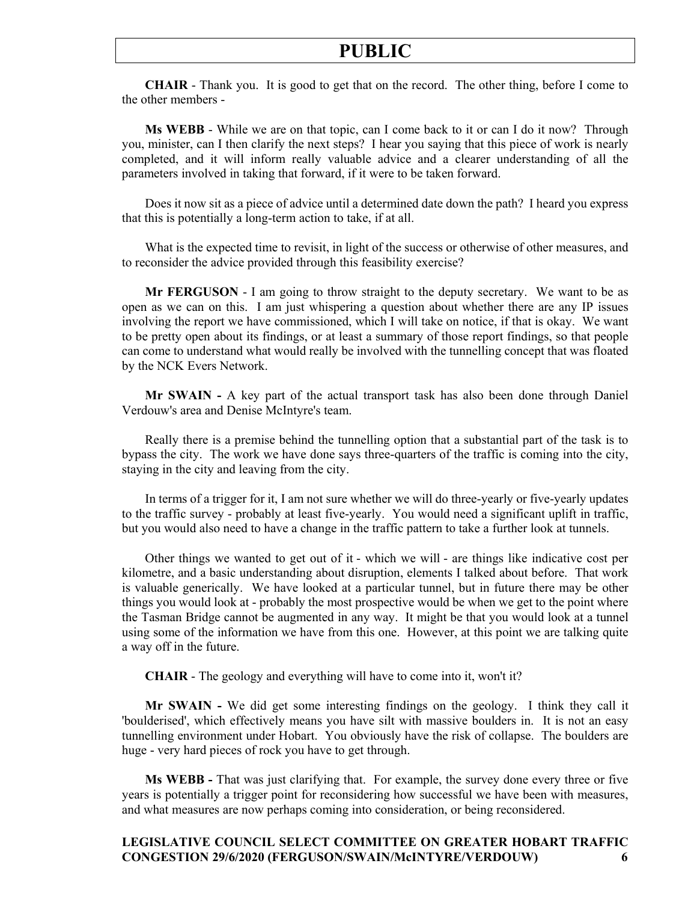**CHAIR** - Thank you. It is good to get that on the record. The other thing, before I come to the other members -

**Ms WEBB** - While we are on that topic, can I come back to it or can I do it now? Through you, minister, can I then clarify the next steps? I hear you saying that this piece of work is nearly completed, and it will inform really valuable advice and a clearer understanding of all the parameters involved in taking that forward, if it were to be taken forward.

Does it now sit as a piece of advice until a determined date down the path? I heard you express that this is potentially a long-term action to take, if at all.

What is the expected time to revisit, in light of the success or otherwise of other measures, and to reconsider the advice provided through this feasibility exercise?

**Mr FERGUSON** - I am going to throw straight to the deputy secretary. We want to be as open as we can on this. I am just whispering a question about whether there are any IP issues involving the report we have commissioned, which I will take on notice, if that is okay. We want to be pretty open about its findings, or at least a summary of those report findings, so that people can come to understand what would really be involved with the tunnelling concept that was floated by the NCK Evers Network.

**Mr SWAIN -** A key part of the actual transport task has also been done through Daniel Verdouw's area and Denise McIntyre's team.

Really there is a premise behind the tunnelling option that a substantial part of the task is to bypass the city. The work we have done says three-quarters of the traffic is coming into the city, staying in the city and leaving from the city.

In terms of a trigger for it, I am not sure whether we will do three-yearly or five-yearly updates to the traffic survey - probably at least five-yearly. You would need a significant uplift in traffic, but you would also need to have a change in the traffic pattern to take a further look at tunnels.

Other things we wanted to get out of it - which we will - are things like indicative cost per kilometre, and a basic understanding about disruption, elements I talked about before. That work is valuable generically. We have looked at a particular tunnel, but in future there may be other things you would look at - probably the most prospective would be when we get to the point where the Tasman Bridge cannot be augmented in any way. It might be that you would look at a tunnel using some of the information we have from this one. However, at this point we are talking quite a way off in the future.

**CHAIR** - The geology and everything will have to come into it, won't it?

**Mr SWAIN -** We did get some interesting findings on the geology. I think they call it 'boulderised', which effectively means you have silt with massive boulders in. It is not an easy tunnelling environment under Hobart. You obviously have the risk of collapse. The boulders are huge - very hard pieces of rock you have to get through.

**Ms WEBB -** That was just clarifying that. For example, the survey done every three or five years is potentially a trigger point for reconsidering how successful we have been with measures, and what measures are now perhaps coming into consideration, or being reconsidered.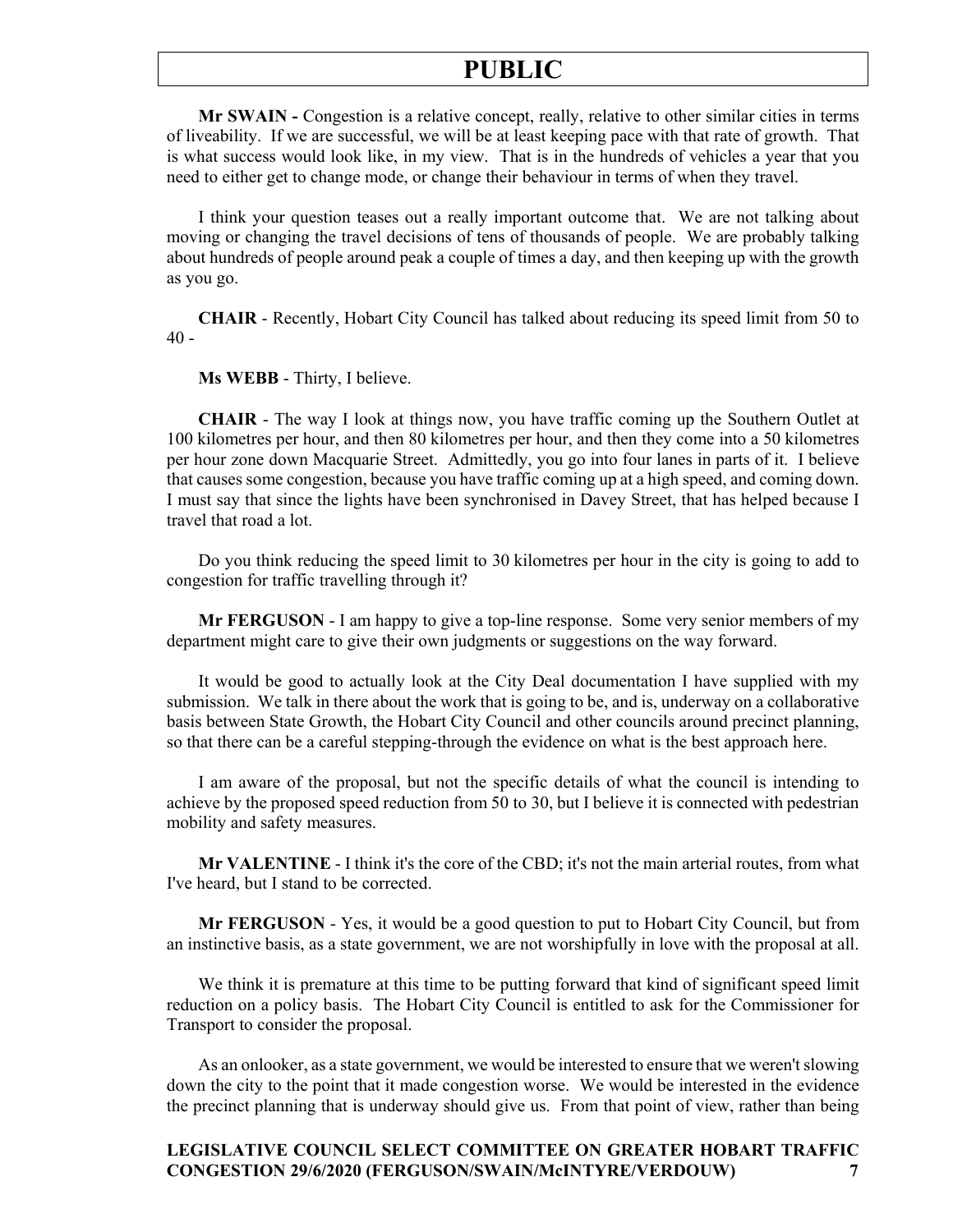**Mr SWAIN -** Congestion is a relative concept, really, relative to other similar cities in terms of liveability. If we are successful, we will be at least keeping pace with that rate of growth. That is what success would look like, in my view. That is in the hundreds of vehicles a year that you need to either get to change mode, or change their behaviour in terms of when they travel.

I think your question teases out a really important outcome that. We are not talking about moving or changing the travel decisions of tens of thousands of people. We are probably talking about hundreds of people around peak a couple of times a day, and then keeping up with the growth as you go.

**CHAIR** - Recently, Hobart City Council has talked about reducing its speed limit from 50 to 40 -

**Ms WEBB** - Thirty, I believe.

**CHAIR** - The way I look at things now, you have traffic coming up the Southern Outlet at 100 kilometres per hour, and then 80 kilometres per hour, and then they come into a 50 kilometres per hour zone down Macquarie Street. Admittedly, you go into four lanes in parts of it. I believe that causes some congestion, because you have traffic coming up at a high speed, and coming down. I must say that since the lights have been synchronised in Davey Street, that has helped because I travel that road a lot.

Do you think reducing the speed limit to 30 kilometres per hour in the city is going to add to congestion for traffic travelling through it?

**Mr FERGUSON** - I am happy to give a top-line response. Some very senior members of my department might care to give their own judgments or suggestions on the way forward.

It would be good to actually look at the City Deal documentation I have supplied with my submission. We talk in there about the work that is going to be, and is, underway on a collaborative basis between State Growth, the Hobart City Council and other councils around precinct planning, so that there can be a careful stepping-through the evidence on what is the best approach here.

I am aware of the proposal, but not the specific details of what the council is intending to achieve by the proposed speed reduction from 50 to 30, but I believe it is connected with pedestrian mobility and safety measures.

**Mr VALENTINE** - I think it's the core of the CBD; it's not the main arterial routes, from what I've heard, but I stand to be corrected.

**Mr FERGUSON** - Yes, it would be a good question to put to Hobart City Council, but from an instinctive basis, as a state government, we are not worshipfully in love with the proposal at all.

We think it is premature at this time to be putting forward that kind of significant speed limit reduction on a policy basis. The Hobart City Council is entitled to ask for the Commissioner for Transport to consider the proposal.

As an onlooker, as a state government, we would be interested to ensure that we weren't slowing down the city to the point that it made congestion worse. We would be interested in the evidence the precinct planning that is underway should give us. From that point of view, rather than being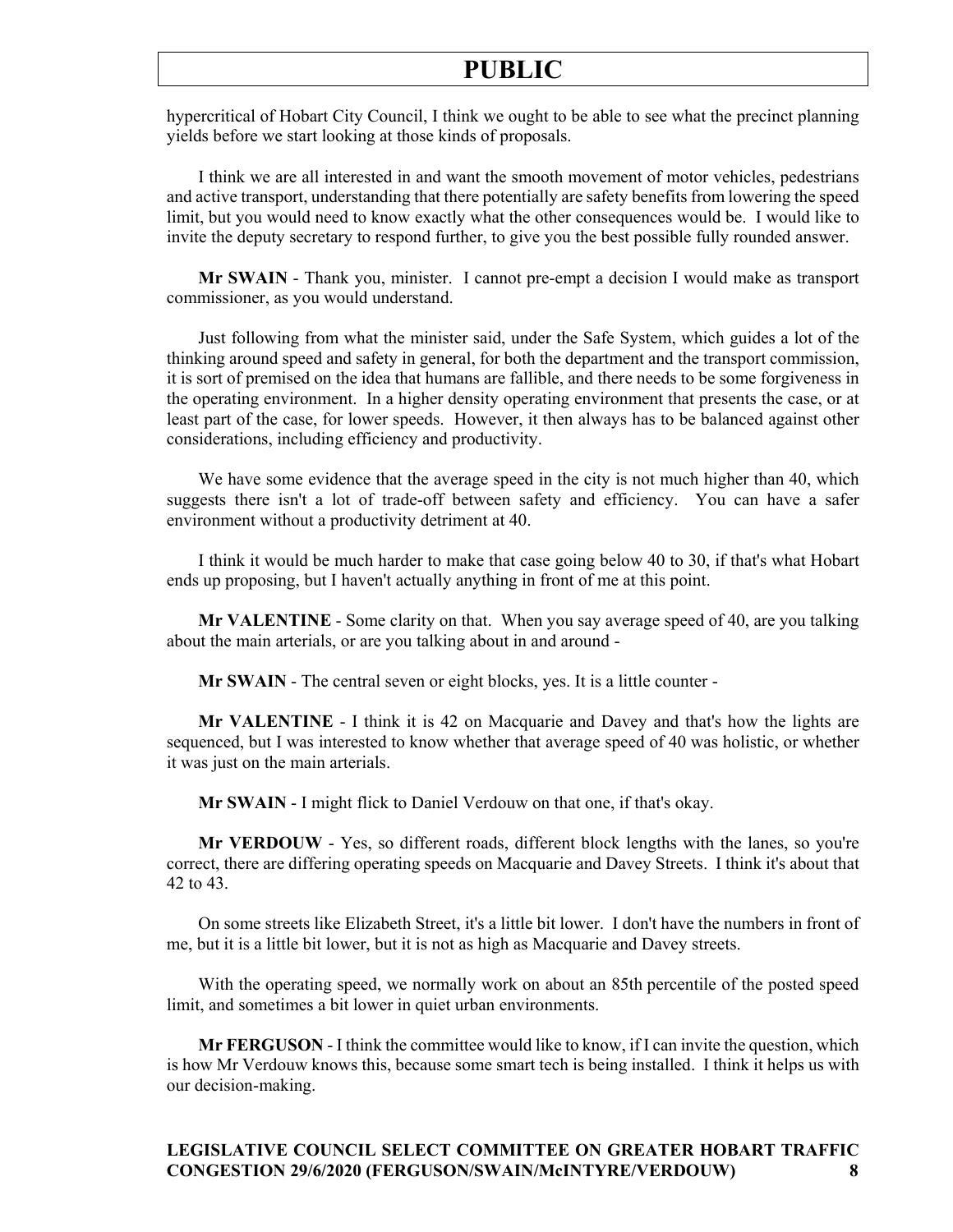hypercritical of Hobart City Council, I think we ought to be able to see what the precinct planning yields before we start looking at those kinds of proposals.

I think we are all interested in and want the smooth movement of motor vehicles, pedestrians and active transport, understanding that there potentially are safety benefits from lowering the speed limit, but you would need to know exactly what the other consequences would be. I would like to invite the deputy secretary to respond further, to give you the best possible fully rounded answer.

**Mr SWAIN** - Thank you, minister. I cannot pre-empt a decision I would make as transport commissioner, as you would understand.

Just following from what the minister said, under the Safe System, which guides a lot of the thinking around speed and safety in general, for both the department and the transport commission, it is sort of premised on the idea that humans are fallible, and there needs to be some forgiveness in the operating environment. In a higher density operating environment that presents the case, or at least part of the case, for lower speeds. However, it then always has to be balanced against other considerations, including efficiency and productivity.

We have some evidence that the average speed in the city is not much higher than 40, which suggests there isn't a lot of trade-off between safety and efficiency. You can have a safer environment without a productivity detriment at 40.

I think it would be much harder to make that case going below 40 to 30, if that's what Hobart ends up proposing, but I haven't actually anything in front of me at this point.

**Mr VALENTINE** - Some clarity on that. When you say average speed of 40, are you talking about the main arterials, or are you talking about in and around -

**Mr SWAIN** - The central seven or eight blocks, yes. It is a little counter -

**Mr VALENTINE** - I think it is 42 on Macquarie and Davey and that's how the lights are sequenced, but I was interested to know whether that average speed of 40 was holistic, or whether it was just on the main arterials.

**Mr SWAIN** - I might flick to Daniel Verdouw on that one, if that's okay.

**Mr VERDOUW** - Yes, so different roads, different block lengths with the lanes, so you're correct, there are differing operating speeds on Macquarie and Davey Streets. I think it's about that 42 to 43.

On some streets like Elizabeth Street, it's a little bit lower. I don't have the numbers in front of me, but it is a little bit lower, but it is not as high as Macquarie and Davey streets.

With the operating speed, we normally work on about an 85th percentile of the posted speed limit, and sometimes a bit lower in quiet urban environments.

**Mr FERGUSON** - I think the committee would like to know, if I can invite the question, which is how Mr Verdouw knows this, because some smart tech is being installed. I think it helps us with our decision-making.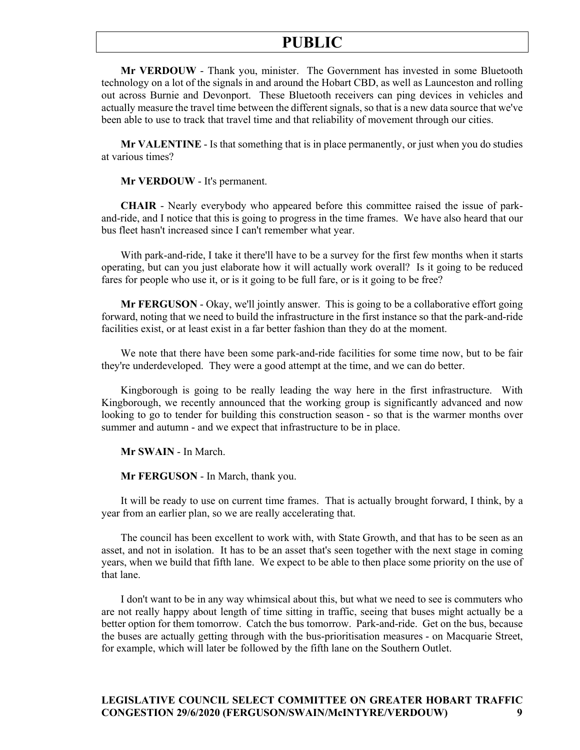**Mr VERDOUW** - Thank you, minister. The Government has invested in some Bluetooth technology on a lot of the signals in and around the Hobart CBD, as well as Launceston and rolling out across Burnie and Devonport. These Bluetooth receivers can ping devices in vehicles and actually measure the travel time between the different signals, so that is a new data source that we've been able to use to track that travel time and that reliability of movement through our cities.

**Mr VALENTINE** - Is that something that is in place permanently, or just when you do studies at various times?

**Mr VERDOUW** - It's permanent.

**CHAIR** - Nearly everybody who appeared before this committee raised the issue of park-and-ride, and I notice that this is going to progress in the time frames. We have also heard that our bus fleet hasn't increased since I can't remember what year.

With park-and-ride, I take it there'll have to be a survey for the first few months when it starts operating, but can you just elaborate how it will actually work overall? Is it going to be reduced fares for people who use it, or is it going to be full fare, or is it going to be free?

**Mr FERGUSON** - Okay, we'll jointly answer. This is going to be a collaborative effort going forward, noting that we need to build the infrastructure in the first instance so that the park-and-ride facilities exist, or at least exist in a far better fashion than they do at the moment.

We note that there have been some park-and-ride facilities for some time now, but to be fair they're underdeveloped. They were a good attempt at the time, and we can do better.

Kingborough is going to be really leading the way here in the first infrastructure. With Kingborough, we recently announced that the working group is significantly advanced and now looking to go to tender for building this construction season - so that is the warmer months over summer and autumn - and we expect that infrastructure to be in place.

**Mr SWAIN** - In March.

**Mr FERGUSON** - In March, thank you.

It will be ready to use on current time frames. That is actually brought forward, I think, by a year from an earlier plan, so we are really accelerating that.

The council has been excellent to work with, with State Growth, and that has to be seen as an asset, and not in isolation. It has to be an asset that's seen together with the next stage in coming years, when we build that fifth lane. We expect to be able to then place some priority on the use of that lane.

I don't want to be in any way whimsical about this, but what we need to see is commuters who are not really happy about length of time sitting in traffic, seeing that buses might actually be a better option for them tomorrow. Catch the bus tomorrow. Park-and-ride. Get on the bus, because the buses are actually getting through with the bus-prioritisation measures - on Macquarie Street, for example, which will later be followed by the fifth lane on the Southern Outlet.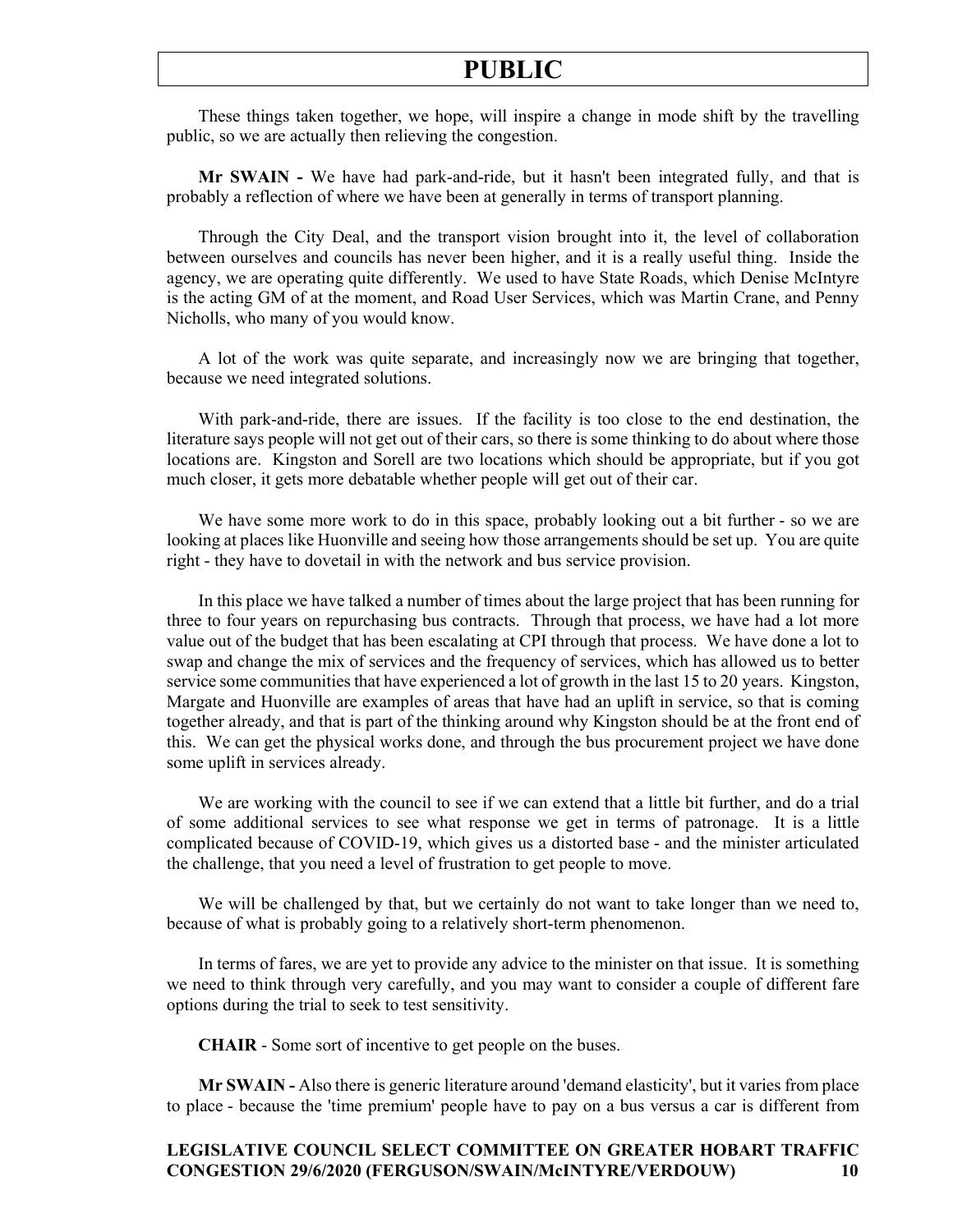These things taken together, we hope, will inspire a change in mode shift by the travelling public, so we are actually then relieving the congestion.

**Mr SWAIN -** We have had park-and-ride, but it hasn't been integrated fully, and that is probably a reflection of where we have been at generally in terms of transport planning.

Through the City Deal, and the transport vision brought into it, the level of collaboration between ourselves and councils has never been higher, and it is a really useful thing. Inside the agency, we are operating quite differently. We used to have State Roads, which Denise McIntyre is the acting GM of at the moment, and Road User Services, which was Martin Crane, and Penny Nicholls, who many of you would know.

A lot of the work was quite separate, and increasingly now we are bringing that together, because we need integrated solutions.

With park-and-ride, there are issues. If the facility is too close to the end destination, the literature says people will not get out of their cars, so there is some thinking to do about where those locations are. Kingston and Sorell are two locations which should be appropriate, but if you got much closer, it gets more debatable whether people will get out of their car.

We have some more work to do in this space, probably looking out a bit further - so we are looking at places like Huonville and seeing how those arrangements should be set up. You are quite right - they have to dovetail in with the network and bus service provision.

In this place we have talked a number of times about the large project that has been running for three to four years on repurchasing bus contracts. Through that process, we have had a lot more value out of the budget that has been escalating at CPI through that process. We have done a lot to swap and change the mix of services and the frequency of services, which has allowed us to better service some communities that have experienced a lot of growth in the last 15 to 20 years. Kingston, Margate and Huonville are examples of areas that have had an uplift in service, so that is coming together already, and that is part of the thinking around why Kingston should be at the front end of this. We can get the physical works done, and through the bus procurement project we have done some uplift in services already.

We are working with the council to see if we can extend that a little bit further, and do a trial of some additional services to see what response we get in terms of patronage. It is a little complicated because of COVID-19, which gives us a distorted base - and the minister articulated the challenge, that you need a level of frustration to get people to move.

We will be challenged by that, but we certainly do not want to take longer than we need to, because of what is probably going to a relatively short-term phenomenon.

In terms of fares, we are yet to provide any advice to the minister on that issue. It is something we need to think through very carefully, and you may want to consider a couple of different fare options during the trial to seek to test sensitivity.

**CHAIR** - Some sort of incentive to get people on the buses.

**Mr SWAIN -** Also there is generic literature around 'demand elasticity', but it varies from place to place - because the 'time premium' people have to pay on a bus versus a car is different from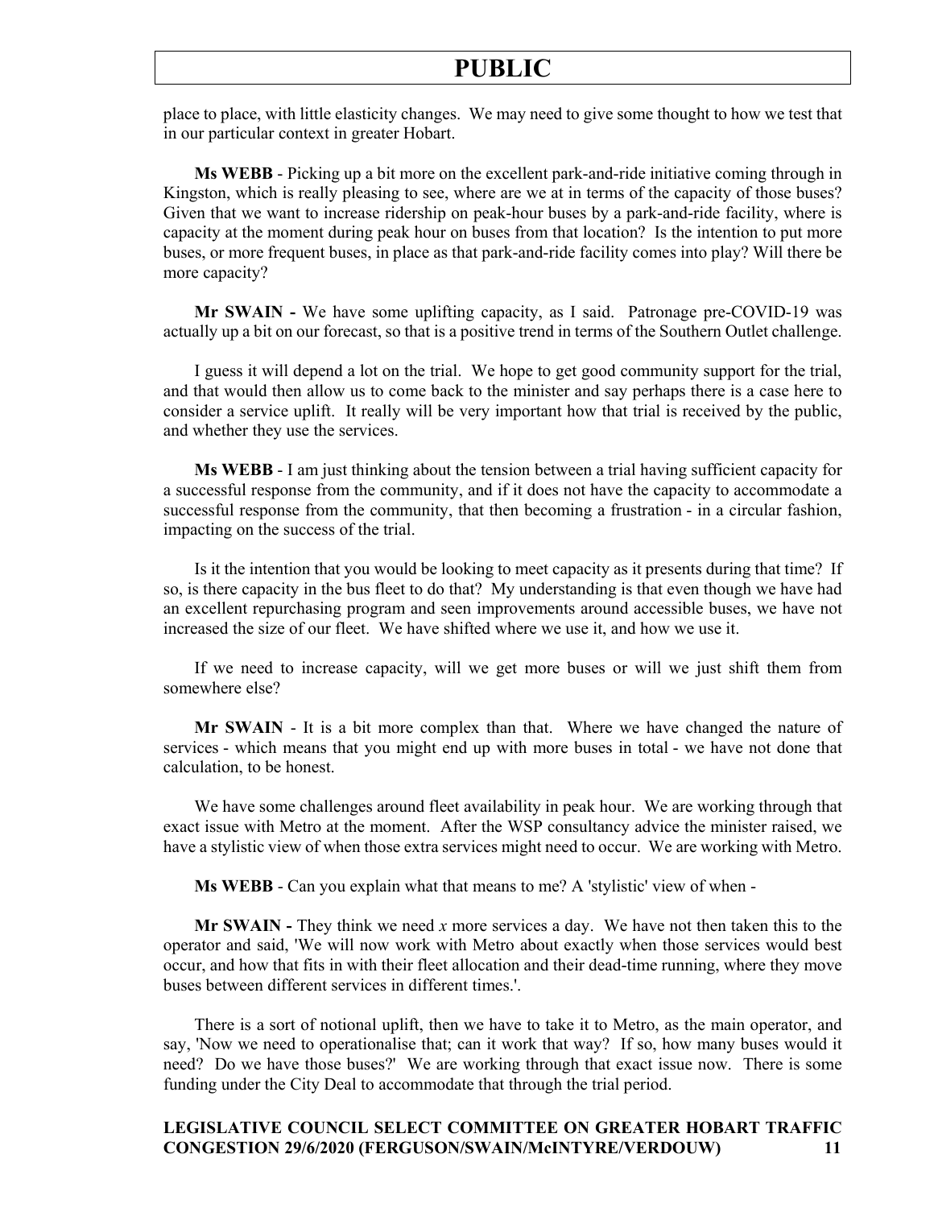place to place, with little elasticity changes. We may need to give some thought to how we test that in our particular context in greater Hobart.

**Ms WEBB** - Picking up a bit more on the excellent park-and-ride initiative coming through in Kingston, which is really pleasing to see, where are we at in terms of the capacity of those buses? Given that we want to increase ridership on peak-hour buses by a park-and-ride facility, where is capacity at the moment during peak hour on buses from that location? Is the intention to put more buses, or more frequent buses, in place as that park-and-ride facility comes into play? Will there be more capacity?

**Mr SWAIN -** We have some uplifting capacity, as I said. Patronage pre-COVID-19 was actually up a bit on our forecast, so that is a positive trend in terms of the Southern Outlet challenge.

I guess it will depend a lot on the trial. We hope to get good community support for the trial, and that would then allow us to come back to the minister and say perhaps there is a case here to consider a service uplift. It really will be very important how that trial is received by the public, and whether they use the services.

**Ms WEBB** - I am just thinking about the tension between a trial having sufficient capacity for a successful response from the community, and if it does not have the capacity to accommodate a successful response from the community, that then becoming a frustration - in a circular fashion, impacting on the success of the trial.

Is it the intention that you would be looking to meet capacity as it presents during that time? If so, is there capacity in the bus fleet to do that? My understanding is that even though we have had an excellent repurchasing program and seen improvements around accessible buses, we have not increased the size of our fleet. We have shifted where we use it, and how we use it.

If we need to increase capacity, will we get more buses or will we just shift them from somewhere else?

**Mr SWAIN** - It is a bit more complex than that. Where we have changed the nature of services - which means that you might end up with more buses in total - we have not done that calculation, to be honest.

We have some challenges around fleet availability in peak hour. We are working through that exact issue with Metro at the moment. After the WSP consultancy advice the minister raised, we have a stylistic view of when those extra services might need to occur. We are working with Metro.

**Ms WEBB** - Can you explain what that means to me? A 'stylistic' view of when -

**Mr SWAIN -** They think we need *x* more services a day. We have not then taken this to the operator and said, 'We will now work with Metro about exactly when those services would best occur, and how that fits in with their fleet allocation and their dead-time running, where they move buses between different services in different times.'.

There is a sort of notional uplift, then we have to take it to Metro, as the main operator, and say, 'Now we need to operationalise that; can it work that way? If so, how many buses would it need? Do we have those buses?' We are working through that exact issue now. There is some funding under the City Deal to accommodate that through the trial period.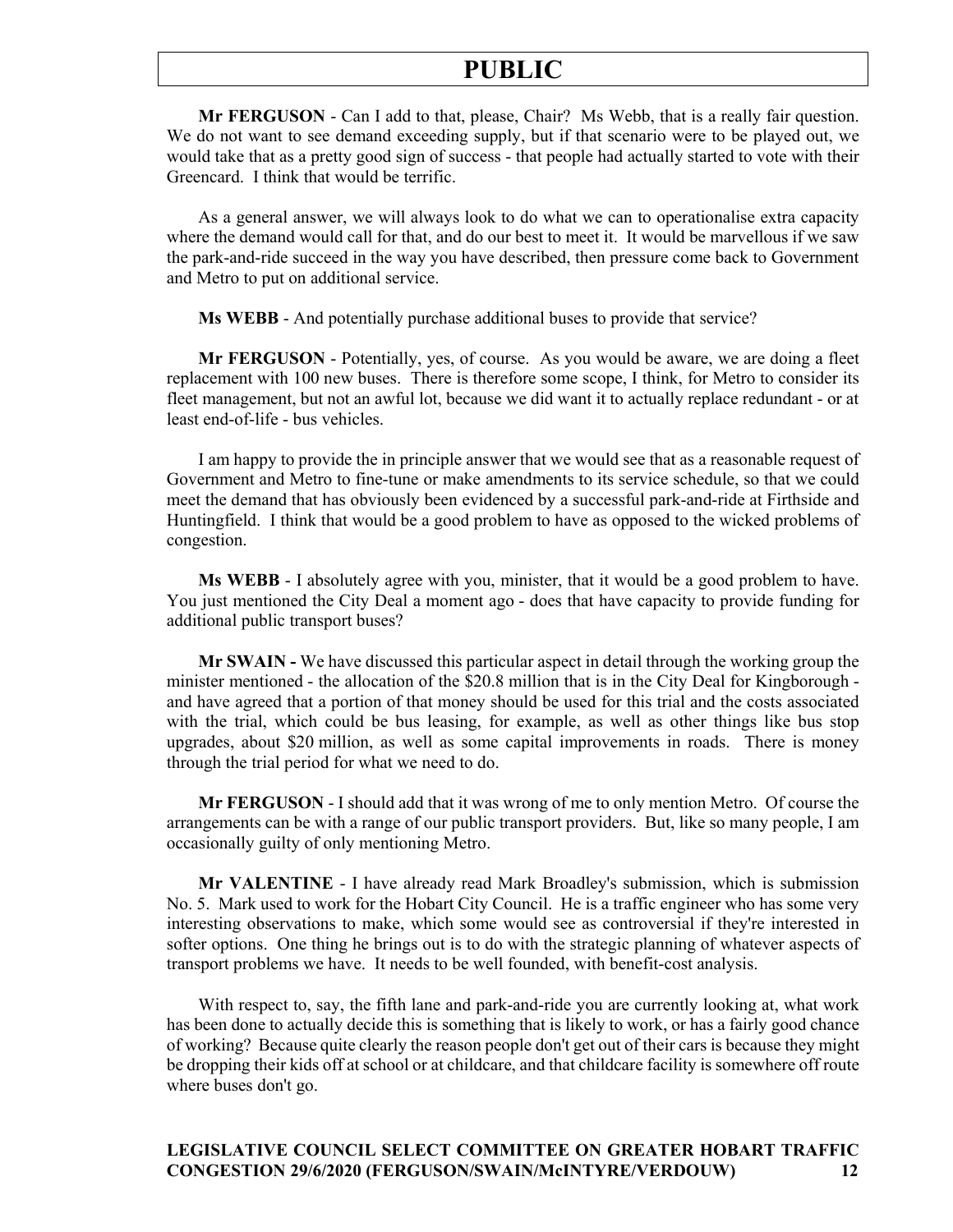**Mr FERGUSON** - Can I add to that, please, Chair? Ms Webb, that is a really fair question. We do not want to see demand exceeding supply, but if that scenario were to be played out, we would take that as a pretty good sign of success - that people had actually started to vote with their Greencard. I think that would be terrific.

As a general answer, we will always look to do what we can to operationalise extra capacity where the demand would call for that, and do our best to meet it. It would be marvellous if we saw the park-and-ride succeed in the way you have described, then pressure come back to Government and Metro to put on additional service.

**Ms WEBB** - And potentially purchase additional buses to provide that service?

**Mr FERGUSON** - Potentially, yes, of course. As you would be aware, we are doing a fleet replacement with 100 new buses. There is therefore some scope, I think, for Metro to consider its fleet management, but not an awful lot, because we did want it to actually replace redundant - or at least end-of-life - bus vehicles.

I am happy to provide the in principle answer that we would see that as a reasonable request of Government and Metro to fine-tune or make amendments to its service schedule, so that we could meet the demand that has obviously been evidenced by a successful park-and-ride at Firthside and Huntingfield. I think that would be a good problem to have as opposed to the wicked problems of congestion.

**Ms WEBB** - I absolutely agree with you, minister, that it would be a good problem to have. You just mentioned the City Deal a moment ago - does that have capacity to provide funding for additional public transport buses?

**Mr SWAIN -** We have discussed this particular aspect in detail through the working group the minister mentioned - the allocation of the $20.8 million that is in the City Deal for Kingborough - and have agreed that a portion of that money should be used for this trial and the costs associated with the trial, which could be bus leasing, for example, as well as other things like bus stop upgrades, about $20 million, as well as some capital improvements in roads. There is money through the trial period for what we need to do.

**Mr FERGUSON** - I should add that it was wrong of me to only mention Metro. Of course the arrangements can be with a range of our public transport providers. But, like so many people, I am occasionally guilty of only mentioning Metro.

**Mr VALENTINE** - I have already read Mark Broadley's submission, which is submission No. 5. Mark used to work for the Hobart City Council. He is a traffic engineer who has some very interesting observations to make, which some would see as controversial if they're interested in softer options. One thing he brings out is to do with the strategic planning of whatever aspects of transport problems we have. It needs to be well founded, with benefit-cost analysis.

With respect to, say, the fifth lane and park-and-ride you are currently looking at, what work has been done to actually decide this is something that is likely to work, or has a fairly good chance of working? Because quite clearly the reason people don't get out of their cars is because they might be dropping their kids off at school or at childcare, and that childcare facility is somewhere off route where buses don't go.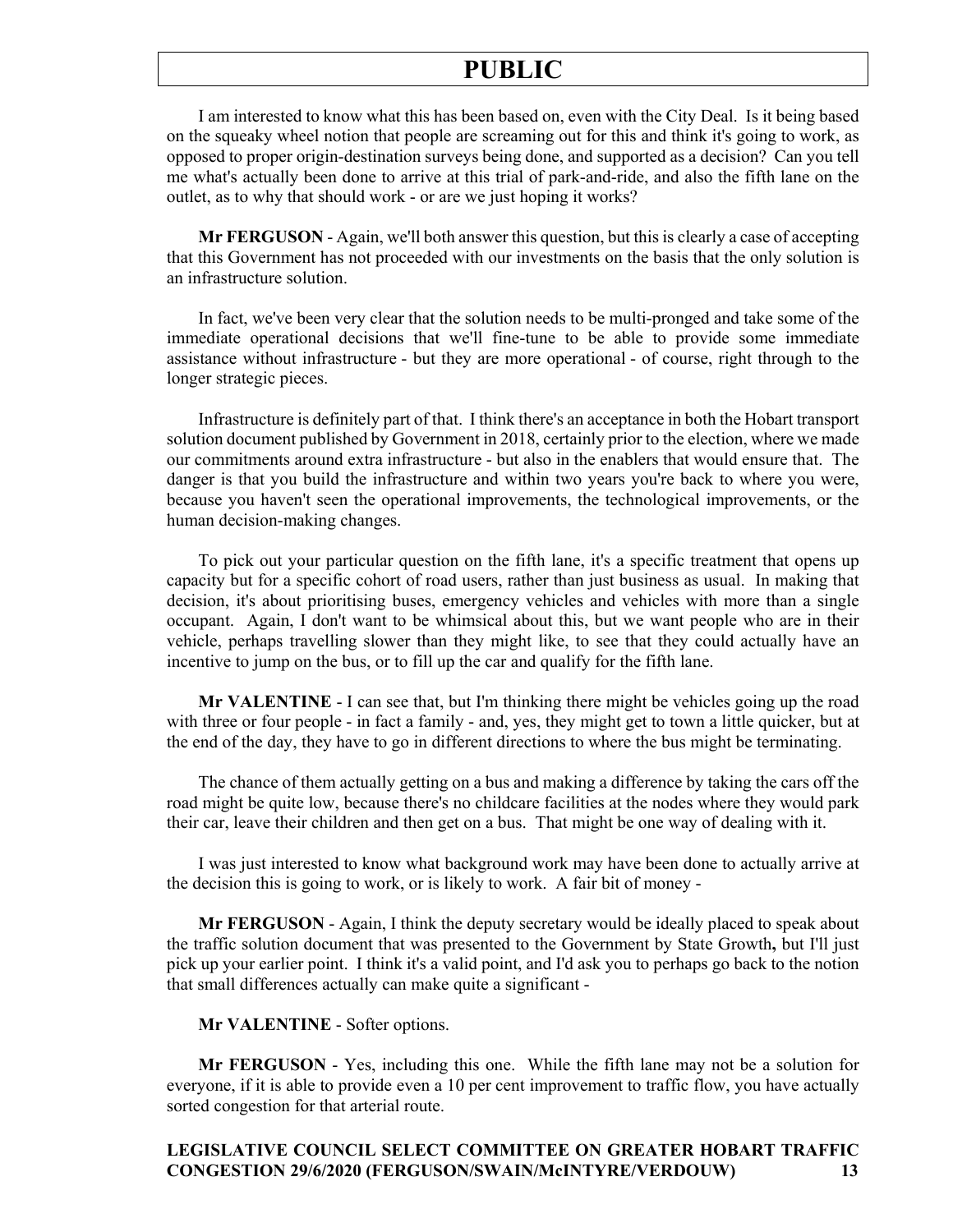I am interested to know what this has been based on, even with the City Deal. Is it being based on the squeaky wheel notion that people are screaming out for this and think it's going to work, as opposed to proper origin-destination surveys being done, and supported as a decision? Can you tell me what's actually been done to arrive at this trial of park-and-ride, and also the fifth lane on the outlet, as to why that should work - or are we just hoping it works?

**Mr FERGUSON** - Again, we'll both answer this question, but this is clearly a case of accepting that this Government has not proceeded with our investments on the basis that the only solution is an infrastructure solution.

In fact, we've been very clear that the solution needs to be multi-pronged and take some of the immediate operational decisions that we'll fine-tune to be able to provide some immediate assistance without infrastructure - but they are more operational - of course, right through to the longer strategic pieces.

Infrastructure is definitely part of that. I think there's an acceptance in both the Hobart transport solution document published by Government in 2018, certainly prior to the election, where we made our commitments around extra infrastructure - but also in the enablers that would ensure that. The danger is that you build the infrastructure and within two years you're back to where you were, because you haven't seen the operational improvements, the technological improvements, or the human decision-making changes.

To pick out your particular question on the fifth lane, it's a specific treatment that opens up capacity but for a specific cohort of road users, rather than just business as usual. In making that decision, it's about prioritising buses, emergency vehicles and vehicles with more than a single occupant. Again, I don't want to be whimsical about this, but we want people who are in their vehicle, perhaps travelling slower than they might like, to see that they could actually have an incentive to jump on the bus, or to fill up the car and qualify for the fifth lane.

**Mr VALENTINE** - I can see that, but I'm thinking there might be vehicles going up the road with three or four people - in fact a family - and, yes, they might get to town a little quicker, but at the end of the day, they have to go in different directions to where the bus might be terminating.

The chance of them actually getting on a bus and making a difference by taking the cars off the road might be quite low, because there's no childcare facilities at the nodes where they would park their car, leave their children and then get on a bus. That might be one way of dealing with it.

I was just interested to know what background work may have been done to actually arrive at the decision this is going to work, or is likely to work. A fair bit of money -

**Mr FERGUSON** - Again, I think the deputy secretary would be ideally placed to speak about the traffic solution document that was presented to the Government by State Growth**,** but I'll just pick up your earlier point. I think it's a valid point, and I'd ask you to perhaps go back to the notion that small differences actually can make quite a significant -

**Mr VALENTINE** - Softer options.

**Mr FERGUSON** - Yes, including this one. While the fifth lane may not be a solution for everyone, if it is able to provide even a 10 per cent improvement to traffic flow, you have actually sorted congestion for that arterial route.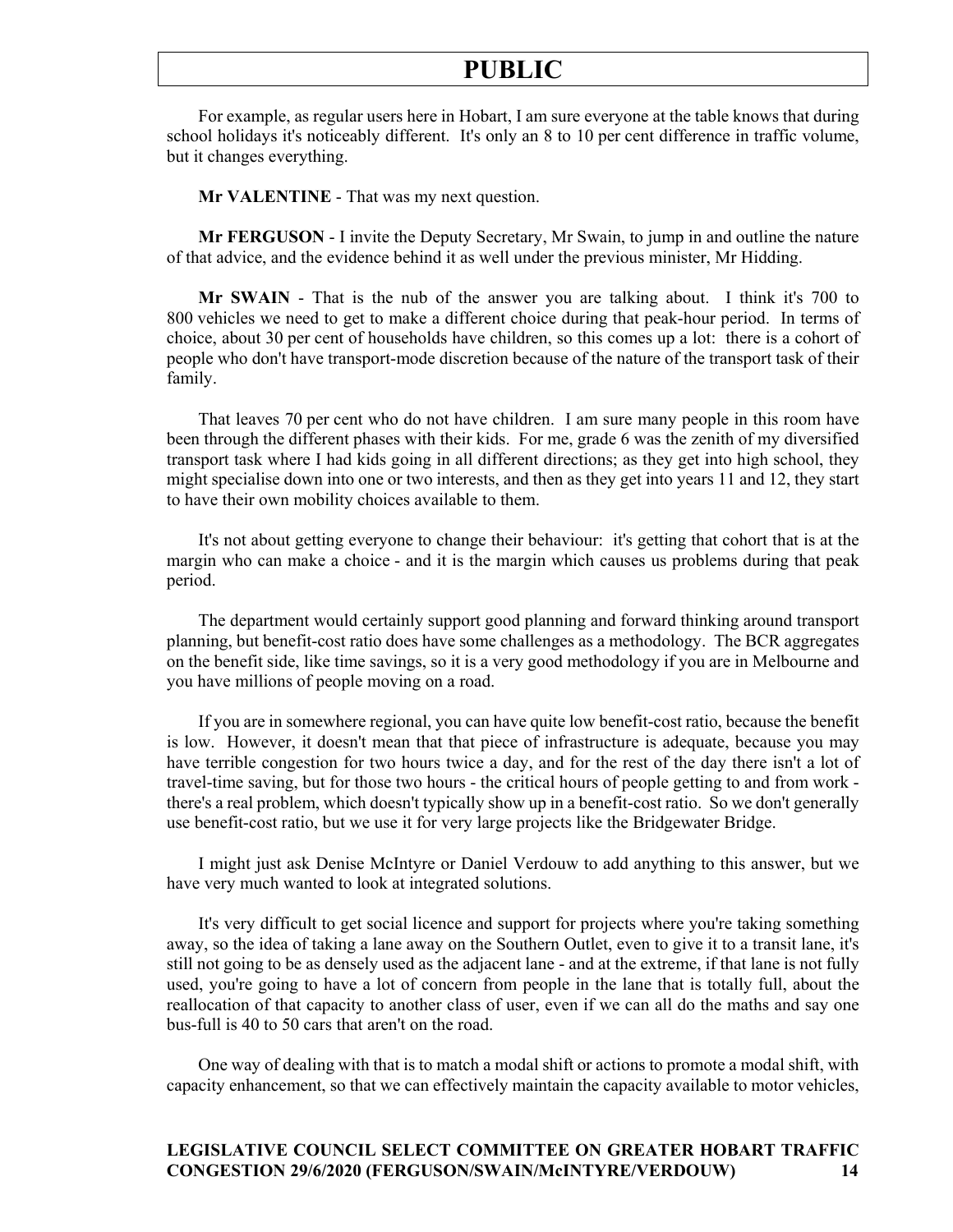For example, as regular users here in Hobart, I am sure everyone at the table knows that during school holidays it's noticeably different. It's only an 8 to 10 per cent difference in traffic volume, but it changes everything.

**Mr VALENTINE** - That was my next question.

**Mr FERGUSON** - I invite the Deputy Secretary, Mr Swain, to jump in and outline the nature of that advice, and the evidence behind it as well under the previous minister, Mr Hidding.

**Mr SWAIN** - That is the nub of the answer you are talking about. I think it's 700 to 800 vehicles we need to get to make a different choice during that peak-hour period. In terms of choice, about 30 per cent of households have children, so this comes up a lot: there is a cohort of people who don't have transport-mode discretion because of the nature of the transport task of their family.

That leaves 70 per cent who do not have children. I am sure many people in this room have been through the different phases with their kids. For me, grade 6 was the zenith of my diversified transport task where I had kids going in all different directions; as they get into high school, they might specialise down into one or two interests, and then as they get into years 11 and 12, they start to have their own mobility choices available to them.

It's not about getting everyone to change their behaviour: it's getting that cohort that is at the margin who can make a choice - and it is the margin which causes us problems during that peak period.

The department would certainly support good planning and forward thinking around transport planning, but benefit-cost ratio does have some challenges as a methodology. The BCR aggregates on the benefit side, like time savings, so it is a very good methodology if you are in Melbourne and you have millions of people moving on a road.

If you are in somewhere regional, you can have quite low benefit-cost ratio, because the benefit is low. However, it doesn't mean that that piece of infrastructure is adequate, because you may have terrible congestion for two hours twice a day, and for the rest of the day there isn't a lot of travel-time saving, but for those two hours - the critical hours of people getting to and from work - there's a real problem, which doesn't typically show up in a benefit-cost ratio. So we don't generally use benefit-cost ratio, but we use it for very large projects like the Bridgewater Bridge.

I might just ask Denise McIntyre or Daniel Verdouw to add anything to this answer, but we have very much wanted to look at integrated solutions.

It's very difficult to get social licence and support for projects where you're taking something away, so the idea of taking a lane away on the Southern Outlet, even to give it to a transit lane, it's still not going to be as densely used as the adjacent lane - and at the extreme, if that lane is not fully used, you're going to have a lot of concern from people in the lane that is totally full, about the reallocation of that capacity to another class of user, even if we can all do the maths and say one bus-full is 40 to 50 cars that aren't on the road.

One way of dealing with that is to match a modal shift or actions to promote a modal shift, with capacity enhancement, so that we can effectively maintain the capacity available to motor vehicles,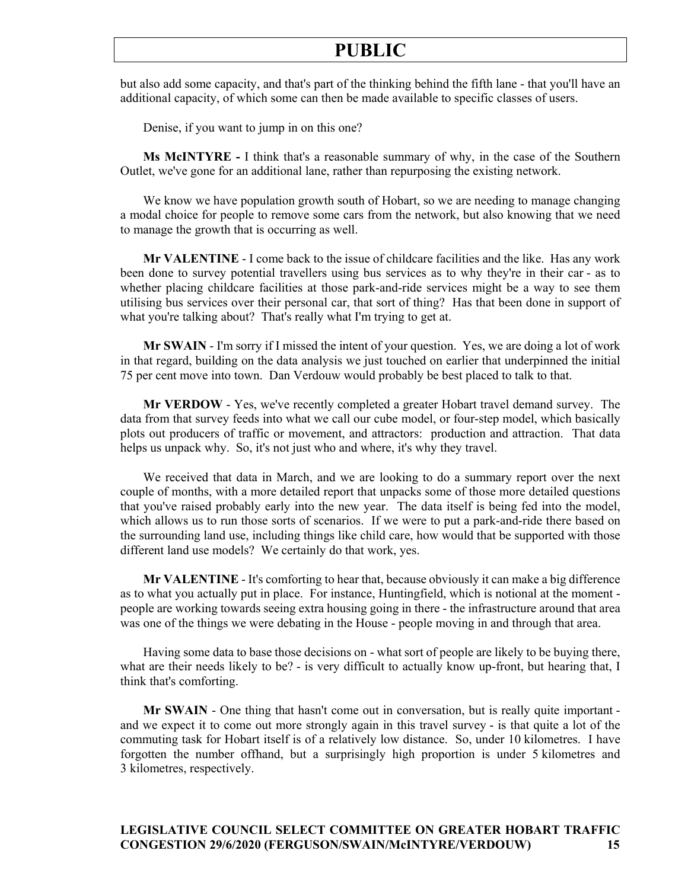but also add some capacity, and that's part of the thinking behind the fifth lane - that you'll have an additional capacity, of which some can then be made available to specific classes of users.

Denise, if you want to jump in on this one?

**Ms McINTYRE -** I think that's a reasonable summary of why, in the case of the Southern Outlet, we've gone for an additional lane, rather than repurposing the existing network.

We know we have population growth south of Hobart, so we are needing to manage changing a modal choice for people to remove some cars from the network, but also knowing that we need to manage the growth that is occurring as well.

**Mr VALENTINE** - I come back to the issue of childcare facilities and the like. Has any work been done to survey potential travellers using bus services as to why they're in their car - as to whether placing childcare facilities at those park-and-ride services might be a way to see them utilising bus services over their personal car, that sort of thing? Has that been done in support of what you're talking about? That's really what I'm trying to get at.

**Mr SWAIN** - I'm sorry if I missed the intent of your question. Yes, we are doing a lot of work in that regard, building on the data analysis we just touched on earlier that underpinned the initial 75 per cent move into town. Dan Verdouw would probably be best placed to talk to that.

**Mr VERDOW** - Yes, we've recently completed a greater Hobart travel demand survey. The data from that survey feeds into what we call our cube model, or four-step model, which basically plots out producers of traffic or movement, and attractors: production and attraction. That data helps us unpack why. So, it's not just who and where, it's why they travel.

We received that data in March, and we are looking to do a summary report over the next couple of months, with a more detailed report that unpacks some of those more detailed questions that you've raised probably early into the new year. The data itself is being fed into the model, which allows us to run those sorts of scenarios. If we were to put a park-and-ride there based on the surrounding land use, including things like child care, how would that be supported with those different land use models? We certainly do that work, yes.

**Mr VALENTINE** - It's comforting to hear that, because obviously it can make a big difference as to what you actually put in place. For instance, Huntingfield, which is notional at the moment - people are working towards seeing extra housing going in there - the infrastructure around that area was one of the things we were debating in the House - people moving in and through that area.

Having some data to base those decisions on - what sort of people are likely to be buying there, what are their needs likely to be? - is very difficult to actually know up-front, but hearing that, I think that's comforting.

**Mr SWAIN** - One thing that hasn't come out in conversation, but is really quite important - and we expect it to come out more strongly again in this travel survey - is that quite a lot of the commuting task for Hobart itself is of a relatively low distance. So, under 10 kilometres. I have forgotten the number offhand, but a surprisingly high proportion is under 5 kilometres and 3 kilometres, respectively.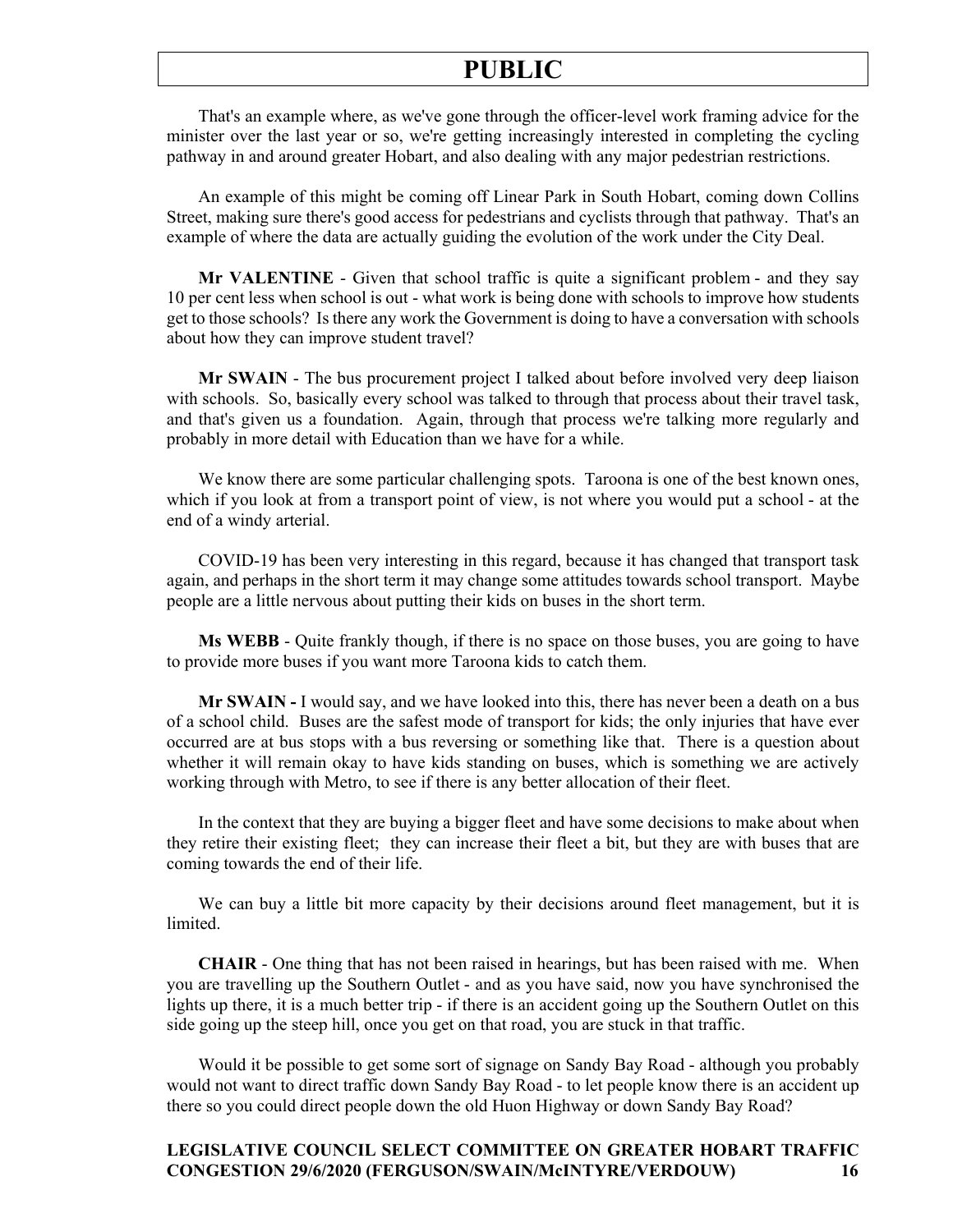That's an example where, as we've gone through the officer-level work framing advice for the minister over the last year or so, we're getting increasingly interested in completing the cycling pathway in and around greater Hobart, and also dealing with any major pedestrian restrictions.

An example of this might be coming off Linear Park in South Hobart, coming down Collins Street, making sure there's good access for pedestrians and cyclists through that pathway. That's an example of where the data are actually guiding the evolution of the work under the City Deal.

**Mr VALENTINE** - Given that school traffic is quite a significant problem - and they say 10 per cent less when school is out - what work is being done with schools to improve how students get to those schools? Is there any work the Government is doing to have a conversation with schools about how they can improve student travel?

**Mr SWAIN** - The bus procurement project I talked about before involved very deep liaison with schools. So, basically every school was talked to through that process about their travel task, and that's given us a foundation. Again, through that process we're talking more regularly and probably in more detail with Education than we have for a while.

We know there are some particular challenging spots. Taroona is one of the best known ones, which if you look at from a transport point of view, is not where you would put a school - at the end of a windy arterial.

COVID-19 has been very interesting in this regard, because it has changed that transport task again, and perhaps in the short term it may change some attitudes towards school transport. Maybe people are a little nervous about putting their kids on buses in the short term.

**Ms WEBB** - Quite frankly though, if there is no space on those buses, you are going to have to provide more buses if you want more Taroona kids to catch them.

**Mr SWAIN -** I would say, and we have looked into this, there has never been a death on a bus of a school child. Buses are the safest mode of transport for kids; the only injuries that have ever occurred are at bus stops with a bus reversing or something like that. There is a question about whether it will remain okay to have kids standing on buses, which is something we are actively working through with Metro, to see if there is any better allocation of their fleet.

In the context that they are buying a bigger fleet and have some decisions to make about when they retire their existing fleet; they can increase their fleet a bit, but they are with buses that are coming towards the end of their life.

We can buy a little bit more capacity by their decisions around fleet management, but it is limited.

**CHAIR** - One thing that has not been raised in hearings, but has been raised with me. When you are travelling up the Southern Outlet - and as you have said, now you have synchronised the lights up there, it is a much better trip - if there is an accident going up the Southern Outlet on this side going up the steep hill, once you get on that road, you are stuck in that traffic.

Would it be possible to get some sort of signage on Sandy Bay Road - although you probably would not want to direct traffic down Sandy Bay Road - to let people know there is an accident up there so you could direct people down the old Huon Highway or down Sandy Bay Road?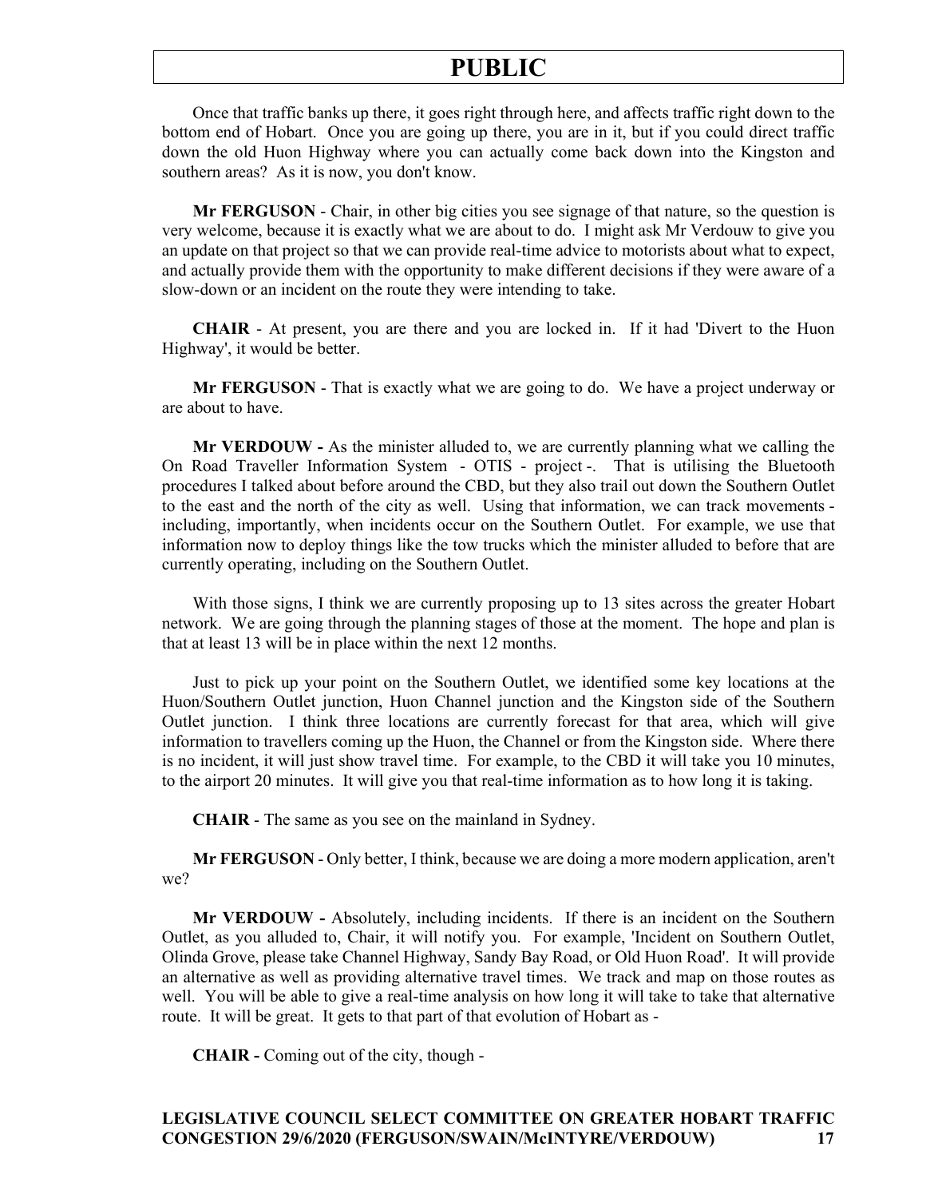Once that traffic banks up there, it goes right through here, and affects traffic right down to the bottom end of Hobart. Once you are going up there, you are in it, but if you could direct traffic down the old Huon Highway where you can actually come back down into the Kingston and southern areas? As it is now, you don't know.

**Mr FERGUSON** - Chair, in other big cities you see signage of that nature, so the question is very welcome, because it is exactly what we are about to do. I might ask Mr Verdouw to give you an update on that project so that we can provide real-time advice to motorists about what to expect, and actually provide them with the opportunity to make different decisions if they were aware of a slow-down or an incident on the route they were intending to take.

**CHAIR** - At present, you are there and you are locked in. If it had 'Divert to the Huon Highway', it would be better.

**Mr FERGUSON** - That is exactly what we are going to do. We have a project underway or are about to have.

**Mr VERDOUW -** As the minister alluded to, we are currently planning what we calling the On Road Traveller Information System - OTIS - project -. That is utilising the Bluetooth procedures I talked about before around the CBD, but they also trail out down the Southern Outlet to the east and the north of the city as well. Using that information, we can track movements - including, importantly, when incidents occur on the Southern Outlet. For example, we use that information now to deploy things like the tow trucks which the minister alluded to before that are currently operating, including on the Southern Outlet.

With those signs, I think we are currently proposing up to 13 sites across the greater Hobart network. We are going through the planning stages of those at the moment. The hope and plan is that at least 13 will be in place within the next 12 months.

Just to pick up your point on the Southern Outlet, we identified some key locations at the Huon/Southern Outlet junction, Huon Channel junction and the Kingston side of the Southern Outlet junction. I think three locations are currently forecast for that area, which will give information to travellers coming up the Huon, the Channel or from the Kingston side. Where there is no incident, it will just show travel time. For example, to the CBD it will take you 10 minutes, to the airport 20 minutes. It will give you that real-time information as to how long it is taking.

**CHAIR** - The same as you see on the mainland in Sydney.

**Mr FERGUSON** - Only better, I think, because we are doing a more modern application, aren't we?

**Mr VERDOUW -** Absolutely, including incidents. If there is an incident on the Southern Outlet, as you alluded to, Chair, it will notify you. For example, 'Incident on Southern Outlet, Olinda Grove, please take Channel Highway, Sandy Bay Road, or Old Huon Road'. It will provide an alternative as well as providing alternative travel times. We track and map on those routes as well. You will be able to give a real-time analysis on how long it will take to take that alternative route. It will be great. It gets to that part of that evolution of Hobart as -

**CHAIR -** Coming out of the city, though -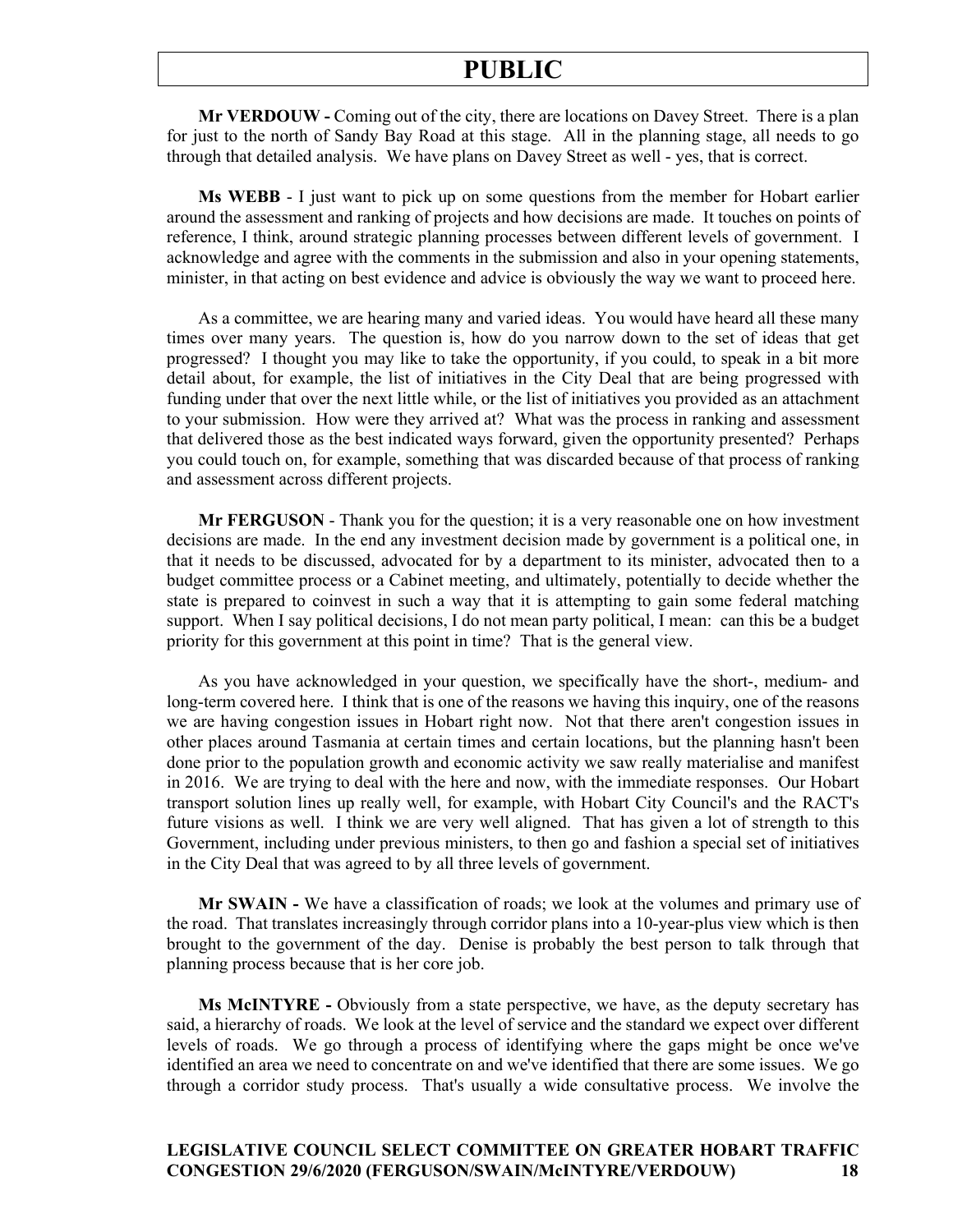**Mr VERDOUW -** Coming out of the city, there are locations on Davey Street. There is a plan for just to the north of Sandy Bay Road at this stage. All in the planning stage, all needs to go through that detailed analysis. We have plans on Davey Street as well - yes, that is correct.

**Ms WEBB** - I just want to pick up on some questions from the member for Hobart earlier around the assessment and ranking of projects and how decisions are made. It touches on points of reference, I think, around strategic planning processes between different levels of government. I acknowledge and agree with the comments in the submission and also in your opening statements, minister, in that acting on best evidence and advice is obviously the way we want to proceed here.

As a committee, we are hearing many and varied ideas. You would have heard all these many times over many years. The question is, how do you narrow down to the set of ideas that get progressed? I thought you may like to take the opportunity, if you could, to speak in a bit more detail about, for example, the list of initiatives in the City Deal that are being progressed with funding under that over the next little while, or the list of initiatives you provided as an attachment to your submission. How were they arrived at? What was the process in ranking and assessment that delivered those as the best indicated ways forward, given the opportunity presented? Perhaps you could touch on, for example, something that was discarded because of that process of ranking and assessment across different projects.

**Mr FERGUSON** - Thank you for the question; it is a very reasonable one on how investment decisions are made. In the end any investment decision made by government is a political one, in that it needs to be discussed, advocated for by a department to its minister, advocated then to a budget committee process or a Cabinet meeting, and ultimately, potentially to decide whether the state is prepared to coinvest in such a way that it is attempting to gain some federal matching support. When I say political decisions, I do not mean party political, I mean: can this be a budget priority for this government at this point in time? That is the general view.

As you have acknowledged in your question, we specifically have the short-, medium- and long-term covered here. I think that is one of the reasons we having this inquiry, one of the reasons we are having congestion issues in Hobart right now. Not that there aren't congestion issues in other places around Tasmania at certain times and certain locations, but the planning hasn't been done prior to the population growth and economic activity we saw really materialise and manifest in 2016. We are trying to deal with the here and now, with the immediate responses. Our Hobart transport solution lines up really well, for example, with Hobart City Council's and the RACT's future visions as well. I think we are very well aligned. That has given a lot of strength to this Government, including under previous ministers, to then go and fashion a special set of initiatives in the City Deal that was agreed to by all three levels of government.

**Mr SWAIN -** We have a classification of roads; we look at the volumes and primary use of the road. That translates increasingly through corridor plans into a 10-year-plus view which is then brought to the government of the day. Denise is probably the best person to talk through that planning process because that is her core job.

**Ms McINTYRE -** Obviously from a state perspective, we have, as the deputy secretary has said, a hierarchy of roads. We look at the level of service and the standard we expect over different levels of roads. We go through a process of identifying where the gaps might be once we've identified an area we need to concentrate on and we've identified that there are some issues. We go through a corridor study process. That's usually a wide consultative process. We involve the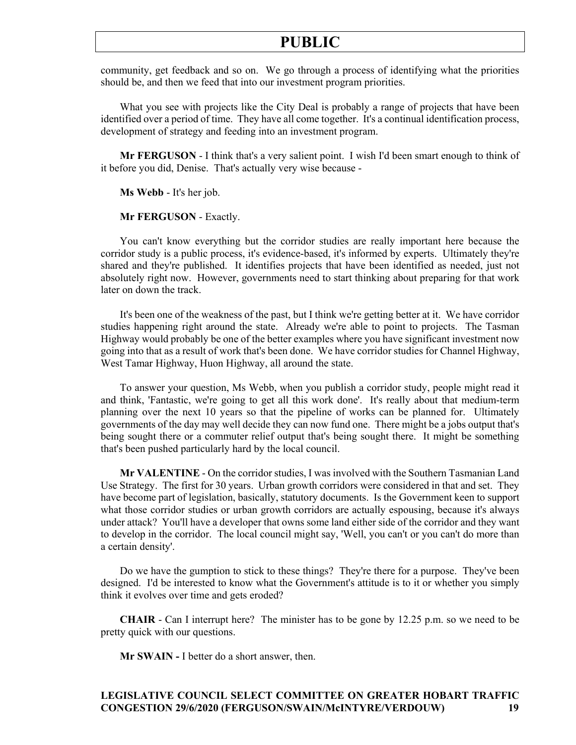community, get feedback and so on. We go through a process of identifying what the priorities should be, and then we feed that into our investment program priorities.

What you see with projects like the City Deal is probably a range of projects that have been identified over a period of time. They have all come together. It's a continual identification process, development of strategy and feeding into an investment program.

**Mr FERGUSON** - I think that's a very salient point. I wish I'd been smart enough to think of it before you did, Denise. That's actually very wise because -

**Ms Webb** - It's her job.

**Mr FERGUSON** - Exactly.

You can't know everything but the corridor studies are really important here because the corridor study is a public process, it's evidence-based, it's informed by experts. Ultimately they're shared and they're published. It identifies projects that have been identified as needed, just not absolutely right now. However, governments need to start thinking about preparing for that work later on down the track.

It's been one of the weakness of the past, but I think we're getting better at it. We have corridor studies happening right around the state. Already we're able to point to projects. The Tasman Highway would probably be one of the better examples where you have significant investment now going into that as a result of work that's been done. We have corridor studies for Channel Highway, West Tamar Highway, Huon Highway, all around the state.

To answer your question, Ms Webb, when you publish a corridor study, people might read it and think, 'Fantastic, we're going to get all this work done'. It's really about that medium-term planning over the next 10 years so that the pipeline of works can be planned for. Ultimately governments of the day may well decide they can now fund one. There might be a jobs output that's being sought there or a commuter relief output that's being sought there. It might be something that's been pushed particularly hard by the local council.

**Mr VALENTINE** - On the corridor studies, I was involved with the Southern Tasmanian Land Use Strategy. The first for 30 years. Urban growth corridors were considered in that and set. They have become part of legislation, basically, statutory documents. Is the Government keen to support what those corridor studies or urban growth corridors are actually espousing, because it's always under attack? You'll have a developer that owns some land either side of the corridor and they want to develop in the corridor. The local council might say, 'Well, you can't or you can't do more than a certain density'.

Do we have the gumption to stick to these things? They're there for a purpose. They've been designed. I'd be interested to know what the Government's attitude is to it or whether you simply think it evolves over time and gets eroded?

**CHAIR** - Can I interrupt here? The minister has to be gone by 12.25 p.m. so we need to be pretty quick with our questions.

**Mr SWAIN -** I better do a short answer, then.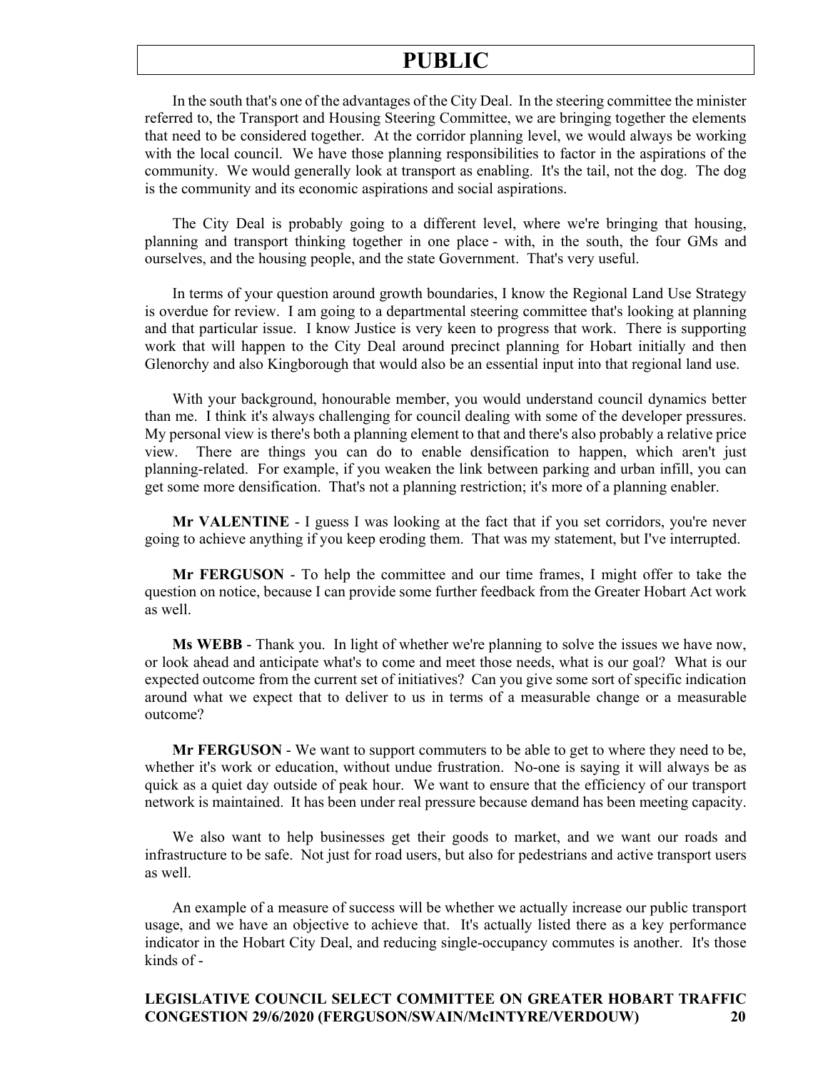In the south that's one of the advantages of the City Deal. In the steering committee the minister referred to, the Transport and Housing Steering Committee, we are bringing together the elements that need to be considered together. At the corridor planning level, we would always be working with the local council. We have those planning responsibilities to factor in the aspirations of the community. We would generally look at transport as enabling. It's the tail, not the dog. The dog is the community and its economic aspirations and social aspirations.

The City Deal is probably going to a different level, where we're bringing that housing, planning and transport thinking together in one place - with, in the south, the four GMs and ourselves, and the housing people, and the state Government. That's very useful.

In terms of your question around growth boundaries, I know the Regional Land Use Strategy is overdue for review. I am going to a departmental steering committee that's looking at planning and that particular issue. I know Justice is very keen to progress that work. There is supporting work that will happen to the City Deal around precinct planning for Hobart initially and then Glenorchy and also Kingborough that would also be an essential input into that regional land use.

With your background, honourable member, you would understand council dynamics better than me. I think it's always challenging for council dealing with some of the developer pressures. My personal view is there's both a planning element to that and there's also probably a relative price view. There are things you can do to enable densification to happen, which aren't just planning-related. For example, if you weaken the link between parking and urban infill, you can get some more densification. That's not a planning restriction; it's more of a planning enabler.

**Mr VALENTINE** - I guess I was looking at the fact that if you set corridors, you're never going to achieve anything if you keep eroding them. That was my statement, but I've interrupted.

**Mr FERGUSON** - To help the committee and our time frames, I might offer to take the question on notice, because I can provide some further feedback from the Greater Hobart Act work as well.

**Ms WEBB** - Thank you. In light of whether we're planning to solve the issues we have now, or look ahead and anticipate what's to come and meet those needs, what is our goal? What is our expected outcome from the current set of initiatives? Can you give some sort of specific indication around what we expect that to deliver to us in terms of a measurable change or a measurable outcome?

**Mr FERGUSON** - We want to support commuters to be able to get to where they need to be, whether it's work or education, without undue frustration. No-one is saying it will always be as quick as a quiet day outside of peak hour. We want to ensure that the efficiency of our transport network is maintained. It has been under real pressure because demand has been meeting capacity.

We also want to help businesses get their goods to market, and we want our roads and infrastructure to be safe. Not just for road users, but also for pedestrians and active transport users as well.

An example of a measure of success will be whether we actually increase our public transport usage, and we have an objective to achieve that. It's actually listed there as a key performance indicator in the Hobart City Deal, and reducing single-occupancy commutes is another. It's those kinds of -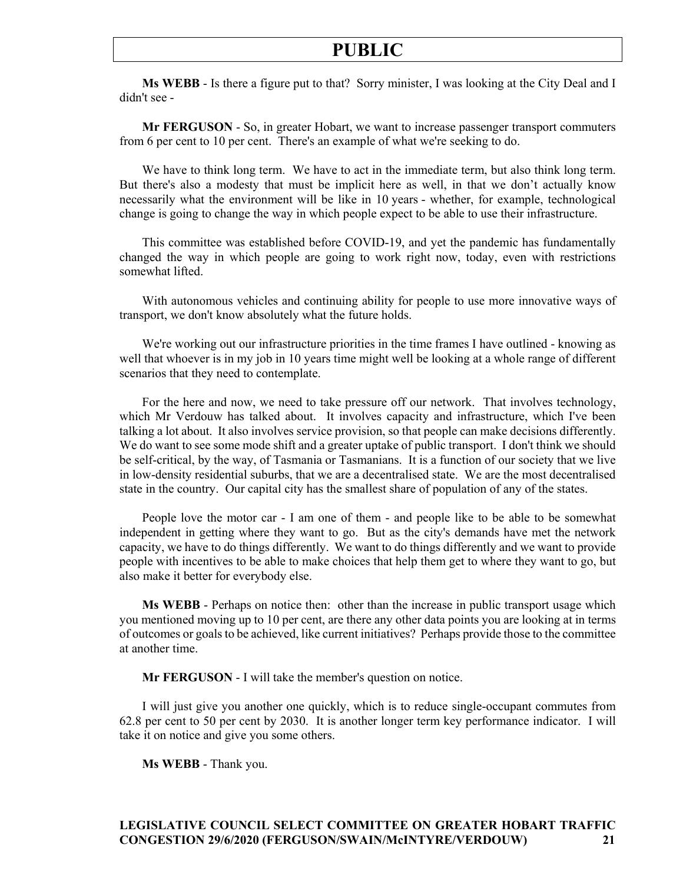**Ms WEBB** - Is there a figure put to that? Sorry minister, I was looking at the City Deal and I didn't see -

**Mr FERGUSON** - So, in greater Hobart, we want to increase passenger transport commuters from 6 per cent to 10 per cent. There's an example of what we're seeking to do.

We have to think long term. We have to act in the immediate term, but also think long term. But there's also a modesty that must be implicit here as well, in that we don't actually know necessarily what the environment will be like in 10 years - whether, for example, technological change is going to change the way in which people expect to be able to use their infrastructure.

This committee was established before COVID-19, and yet the pandemic has fundamentally changed the way in which people are going to work right now, today, even with restrictions somewhat lifted.

With autonomous vehicles and continuing ability for people to use more innovative ways of transport, we don't know absolutely what the future holds.

We're working out our infrastructure priorities in the time frames I have outlined - knowing as well that whoever is in my job in 10 years time might well be looking at a whole range of different scenarios that they need to contemplate.

For the here and now, we need to take pressure off our network. That involves technology, which Mr Verdouw has talked about. It involves capacity and infrastructure, which I've been talking a lot about. It also involves service provision, so that people can make decisions differently. We do want to see some mode shift and a greater uptake of public transport. I don't think we should be self-critical, by the way, of Tasmania or Tasmanians. It is a function of our society that we live in low-density residential suburbs, that we are a decentralised state. We are the most decentralised state in the country. Our capital city has the smallest share of population of any of the states.

People love the motor car - I am one of them - and people like to be able to be somewhat independent in getting where they want to go. But as the city's demands have met the network capacity, we have to do things differently. We want to do things differently and we want to provide people with incentives to be able to make choices that help them get to where they want to go, but also make it better for everybody else.

**Ms WEBB** - Perhaps on notice then: other than the increase in public transport usage which you mentioned moving up to 10 per cent, are there any other data points you are looking at in terms of outcomes or goals to be achieved, like current initiatives? Perhaps provide those to the committee at another time.

**Mr FERGUSON** - I will take the member's question on notice.

I will just give you another one quickly, which is to reduce single-occupant commutes from 62.8 per cent to 50 per cent by 2030. It is another longer term key performance indicator. I will take it on notice and give you some others.

**Ms WEBB** - Thank you.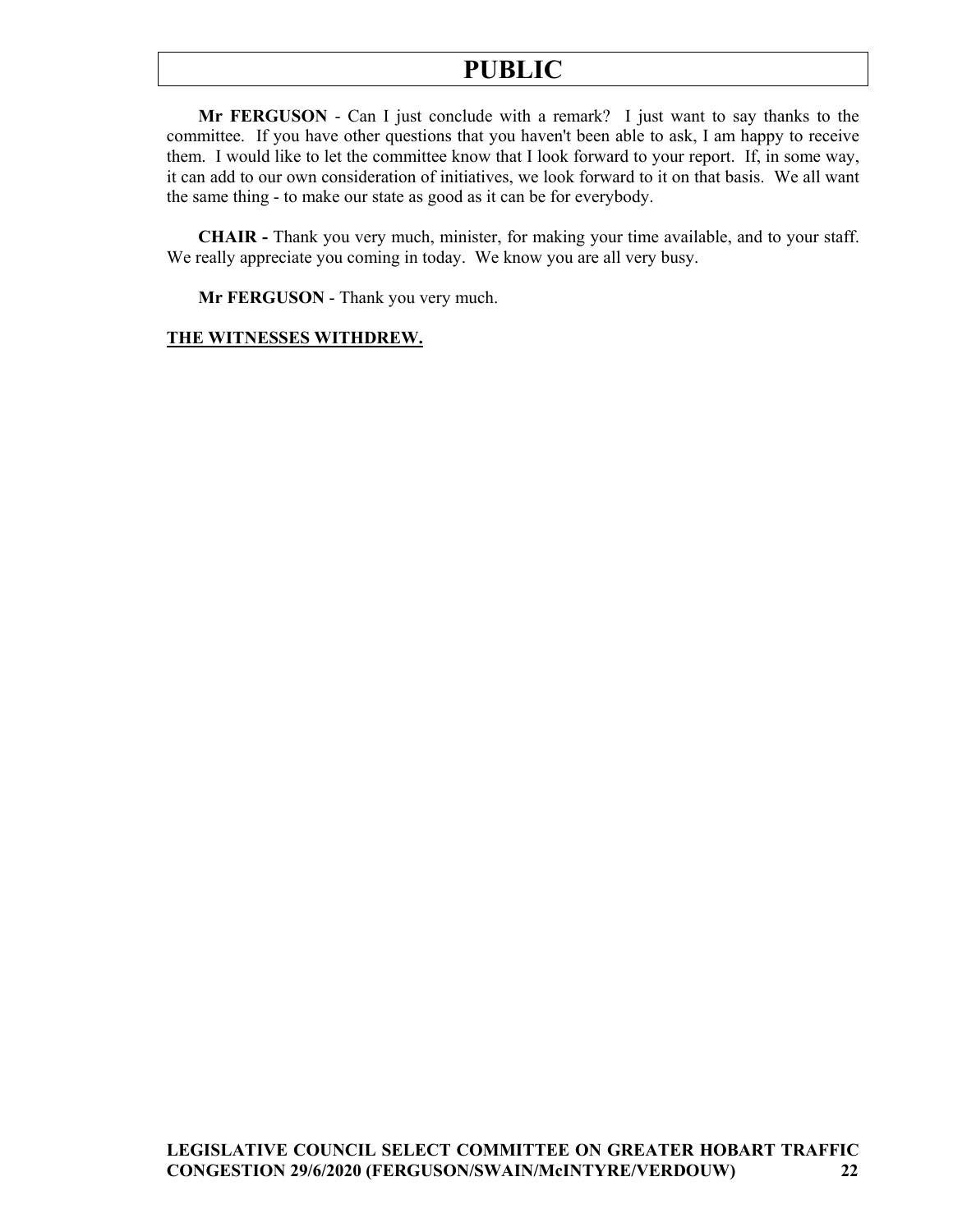**Mr FERGUSON** - Can I just conclude with a remark? I just want to say thanks to the committee. If you have other questions that you haven't been able to ask, I am happy to receive them. I would like to let the committee know that I look forward to your report. If, in some way, it can add to our own consideration of initiatives, we look forward to it on that basis. We all want the same thing - to make our state as good as it can be for everybody.

**CHAIR -** Thank you very much, minister, for making your time available, and to your staff. We really appreciate you coming in today. We know you are all very busy.

**Mr FERGUSON** - Thank you very much.

**THE WITNESSES WITHDREW.**